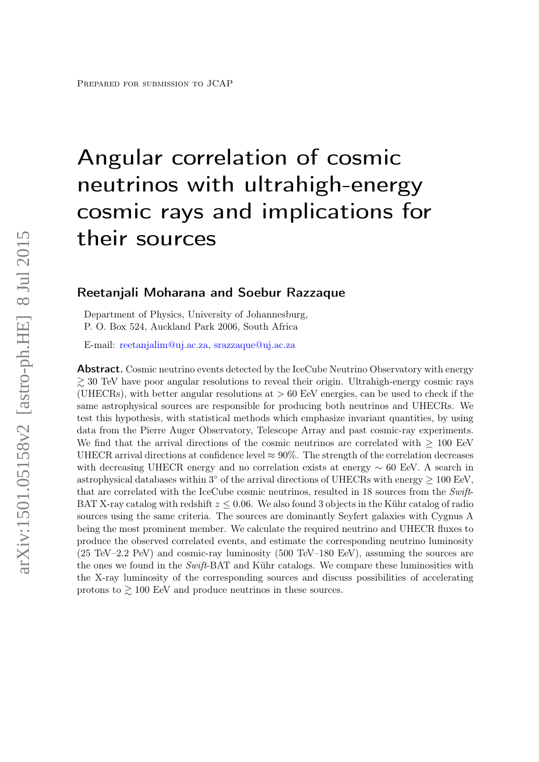Prepared for submission to JCAP

# Angular correlation of cosmic neutrinos with ultrahigh-energy cosmic rays and implications for their sources

**Reetanjali Moharana and Soebur Razzaque**

Department of Physics, University of Johannesburg,
P. O. Box 524, Auckland Park 2006, South Africa

E-mail: reetanjalim@uj.ac.za, srazzaque@uj.ac.za

**Abstract.** Cosmic neutrino events detected by the IceCube Neutrino Observatory with energy $\gtrsim 30$ TeV have poor angular resolutions to reveal their origin. Ultrahigh-energy cosmic rays (UHECRs), with better angular resolutions at $> 60$ EeV energies, can be used to check if the same astrophysical sources are responsible for producing both neutrinos and UHECRs. We test this hypothesis, with statistical methods which emphasize invariant quantities, by using data from the Pierre Auger Observatory, Telescope Array and past cosmic-ray experiments. We find that the arrival directions of the cosmic neutrinos are correlated with $\geq 100$ EeV UHECR arrival directions at confidence level $\approx 90\%$. The strength of the correlation decreases with decreasing UHECR energy and no correlation exists at energy $\sim 60$ EeV. A search in astrophysical databases within $3^\circ$ of the arrival directions of UHECRs with energy $\geq 100$ EeV, that are correlated with the IceCube cosmic neutrinos, resulted in 18 sources from the *Swift*-BAT X-ray catalog with redshift $z \leq 0.06$. We also found 3 objects in the Kühr catalog of radio sources using the same criteria. The sources are dominantly Seyfert galaxies with Cygnus A being the most prominent member. We calculate the required neutrino and UHECR fluxes to produce the observed correlated events, and estimate the corresponding neutrino luminosity (25 TeV–2.2 PeV) and cosmic-ray luminosity (500 TeV–180 EeV), assuming the sources are the ones we found in the *Swift*-BAT and Kühr catalogs. We compare these luminosities with the X-ray luminosity of the corresponding sources and discuss possibilities of accelerating protons to $\gtrsim 100$ EeV and produce neutrinos in these sources.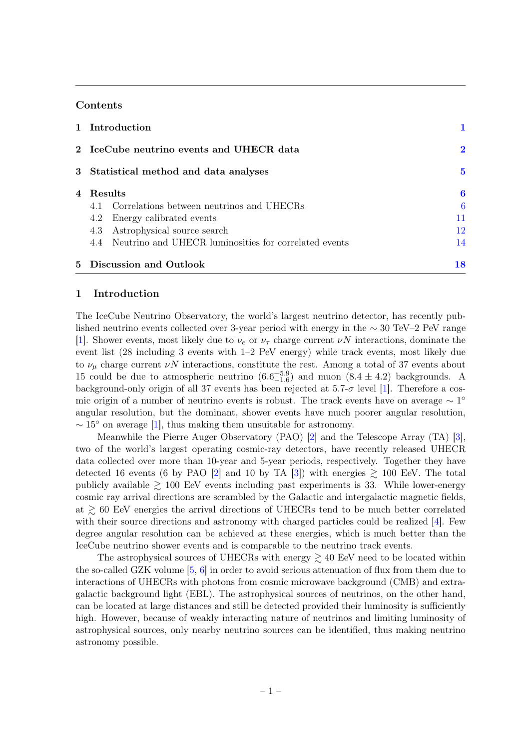## Contents

| | | |
|---|---|---|
| **1** | **Introduction** | **1** |
| **2** | **IceCube neutrino events and UHECR data** | **2** |
| **3** | **Statistical method and data analyses** | **5** |
| **4** | **Results** | **6** |
| | 4.1 Correlations between neutrinos and UHECRs | 6 |
| | 4.2 Energy calibrated events | 11 |
| | 4.3 Astrophysical source search | 12 |
| | 4.4 Neutrino and UHECR luminosities for correlated events | 14 |
| **5** | **Discussion and Outlook** | **18** |

## 1 Introduction

The IceCube Neutrino Observatory, the world's largest neutrino detector, has recently published neutrino events collected over 3-year period with energy in the $\sim 30$ TeV–2 PeV range [1]. Shower events, most likely due to $\nu_e$ or $\nu_\tau$ charge current $\nu N$ interactions, dominate the event list (28 including 3 events with 1–2 PeV energy) while track events, most likely due to $\nu_\mu$ charge current $\nu N$ interactions, constitute the rest. Among a total of 37 events about 15 could be due to atmospheric neutrino ($6.6^{+5.9}_{-1.6}$) and muon ($8.4 \pm 4.2$) backgrounds. A background-only origin of all 37 events has been rejected at 5.7-$\sigma$ level [1]. Therefore a cosmic origin of a number of neutrino events is robust. The track events have on average $\sim 1^\circ$ angular resolution, but the dominant, shower events have much poorer angular resolution, $\sim 15^\circ$ on average [1], thus making them unsuitable for astronomy.

Meanwhile the Pierre Auger Observatory (PAO) [2] and the Telescope Array (TA) [3], two of the world's largest operating cosmic-ray detectors, have recently released UHECR data collected over more than 10-year and 5-year periods, respectively. Together they have detected 16 events (6 by PAO [2] and 10 by TA [3]) with energies $\gtrsim$ 100 EeV. The total publicly available $\gtrsim$ 100 EeV events including past experiments is 33. While lower-energy cosmic ray arrival directions are scrambled by the Galactic and intergalactic magnetic fields, at $\gtrsim$ 60 EeV energies the arrival directions of UHECRs tend to be much better correlated with their source directions and astronomy with charged particles could be realized [4]. Few degree angular resolution can be achieved at these energies, which is much better than the IceCube neutrino shower events and is comparable to the neutrino track events.

The astrophysical sources of UHECRs with energy $\gtrsim$ 40 EeV need to be located within the so-called GZK volume [5, 6] in order to avoid serious attenuation of flux from them due to interactions of UHECRs with photons from cosmic microwave background (CMB) and extragalactic background light (EBL). The astrophysical sources of neutrinos, on the other hand, can be located at large distances and still be detected provided their luminosity is sufficiently high. However, because of weakly interacting nature of neutrinos and limiting luminosity of astrophysical sources, only nearby neutrino sources can be identified, thus making neutrino astronomy possible.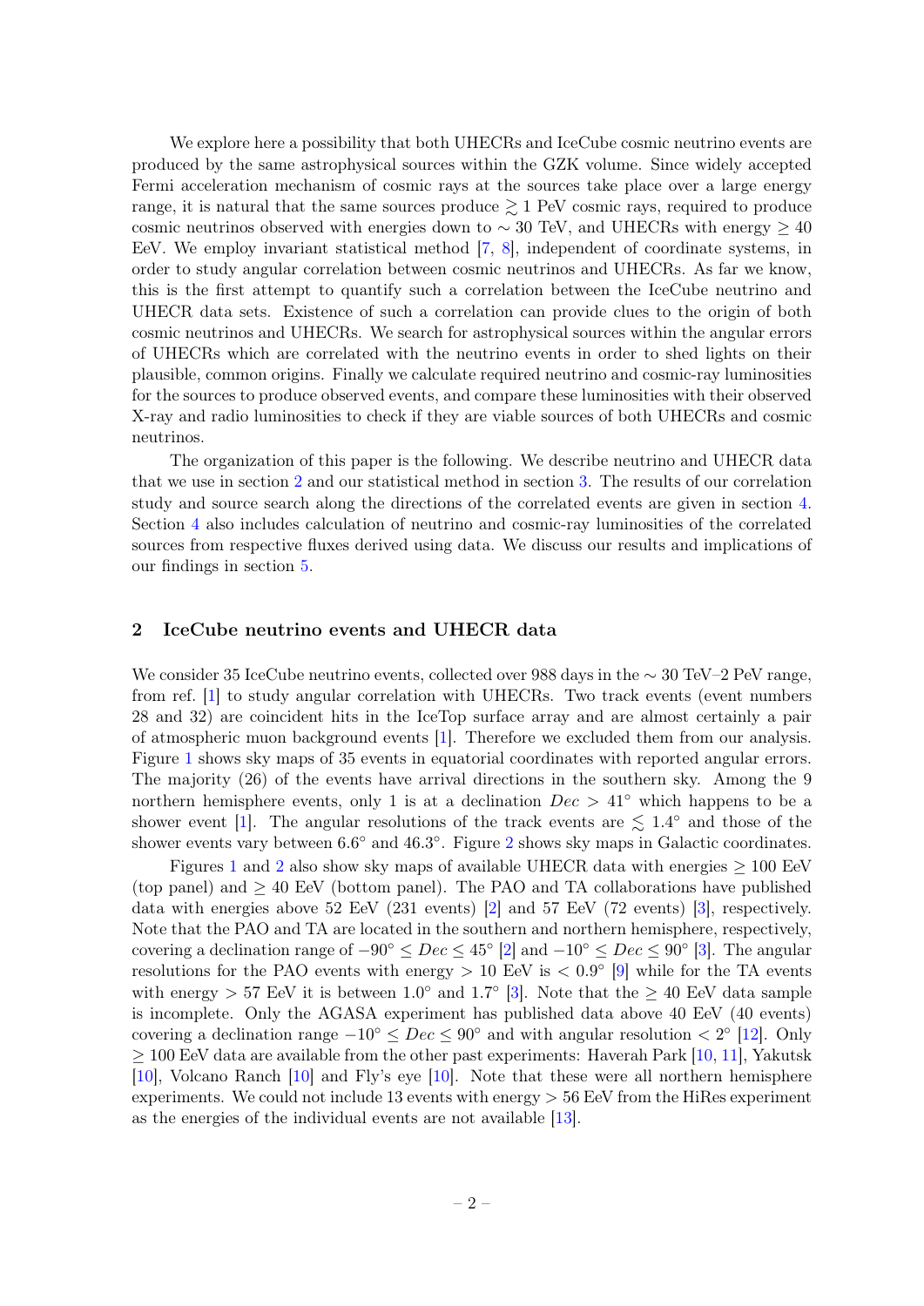We explore here a possibility that both UHECRs and IceCube cosmic neutrino events are produced by the same astrophysical sources within the GZK volume. Since widely accepted Fermi acceleration mechanism of cosmic rays at the sources take place over a large energy range, it is natural that the same sources produce $\gtrsim 1$ PeV cosmic rays, required to produce cosmic neutrinos observed with energies down to $\sim 30$ TeV, and UHECRs with energy $\geq 40$ EeV. We employ invariant statistical method [7, 8], independent of coordinate systems, in order to study angular correlation between cosmic neutrinos and UHECRs. As far we know, this is the first attempt to quantify such a correlation between the IceCube neutrino and UHECR data sets. Existence of such a correlation can provide clues to the origin of both cosmic neutrinos and UHECRs. We search for astrophysical sources within the angular errors of UHECRs which are correlated with the neutrino events in order to shed lights on their plausible, common origins. Finally we calculate required neutrino and cosmic-ray luminosities for the sources to produce observed events, and compare these luminosities with their observed X-ray and radio luminosities to check if they are viable sources of both UHECRs and cosmic neutrinos.

The organization of this paper is the following. We describe neutrino and UHECR data that we use in section 2 and our statistical method in section 3. The results of our correlation study and source search along the directions of the correlated events are given in section 4. Section 4 also includes calculation of neutrino and cosmic-ray luminosities of the correlated sources from respective fluxes derived using data. We discuss our results and implications of our findings in section 5.

## 2 IceCube neutrino events and UHECR data

We consider 35 IceCube neutrino events, collected over 988 days in the $\sim 30$ TeV–2 PeV range, from ref. [1] to study angular correlation with UHECRs. Two track events (event numbers 28 and 32) are coincident hits in the IceTop surface array and are almost certainly a pair of atmospheric muon background events [1]. Therefore we excluded them from our analysis. Figure 1 shows sky maps of 35 events in equatorial coordinates with reported angular errors. The majority (26) of the events have arrival directions in the southern sky. Among the 9 northern hemisphere events, only 1 is at a declination $Dec > 41^\circ$ which happens to be a shower event [1]. The angular resolutions of the track events are $\lesssim 1.4^\circ$ and those of the shower events vary between $6.6^\circ$ and $46.3^\circ$. Figure 2 shows sky maps in Galactic coordinates.

Figures 1 and 2 also show sky maps of available UHECR data with energies $\geq 100$ EeV (top panel) and $\geq 40$ EeV (bottom panel). The PAO and TA collaborations have published data with energies above 52 EeV (231 events) [2] and 57 EeV (72 events) [3], respectively. Note that the PAO and TA are located in the southern and northern hemisphere, respectively, covering a declination range of $-90^\circ \leq Dec \leq 45^\circ$ [2] and $-10^\circ \leq Dec \leq 90^\circ$ [3]. The angular resolutions for the PAO events with energy $> 10$ EeV is $< 0.9^\circ$ [9] while for the TA events with energy $> 57$ EeV it is between $1.0^\circ$ and $1.7^\circ$ [3]. Note that the $\geq 40$ EeV data sample is incomplete. Only the AGASA experiment has published data above 40 EeV (40 events) covering a declination range $-10^\circ \leq Dec \leq 90^\circ$ and with angular resolution $< 2^\circ$ [12]. Only $\geq 100$ EeV data are available from the other past experiments: Haverah Park [10, 11], Yakutsk [10], Volcano Ranch [10] and Fly's eye [10]. Note that these were all northern hemisphere experiments. We could not include 13 events with energy $> 56$ EeV from the HiRes experiment as the energies of the individual events are not available [13].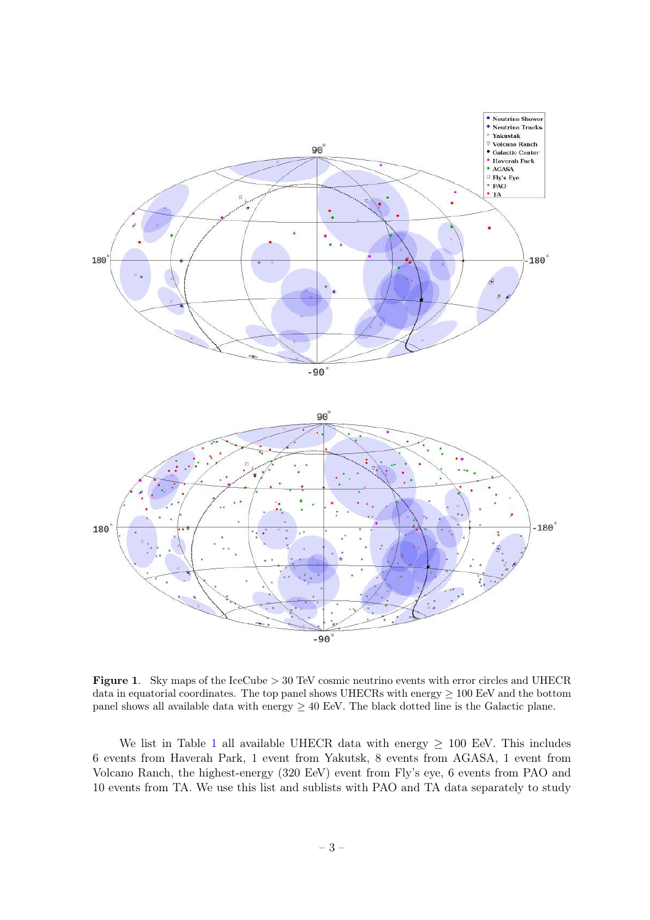**Figure 1.** Sky maps of the IceCube > 30 TeV cosmic neutrino events with error circles and UHECR data in equatorial coordinates. The top panel shows UHECRs with energy $\geq$ 100 EeV and the bottom panel shows all available data with energy $\geq$ 40 EeV. The black dotted line is the Galactic plane.

We list in Table 1 all available UHECR data with energy $\geq$ 100 EeV. This includes 6 events from Haverah Park, 1 event from Yakutsk, 8 events from AGASA, 1 event from Volcano Ranch, the highest-energy (320 EeV) event from Fly's eye, 6 events from PAO and 10 events from TA. We use this list and sublists with PAO and TA data separately to study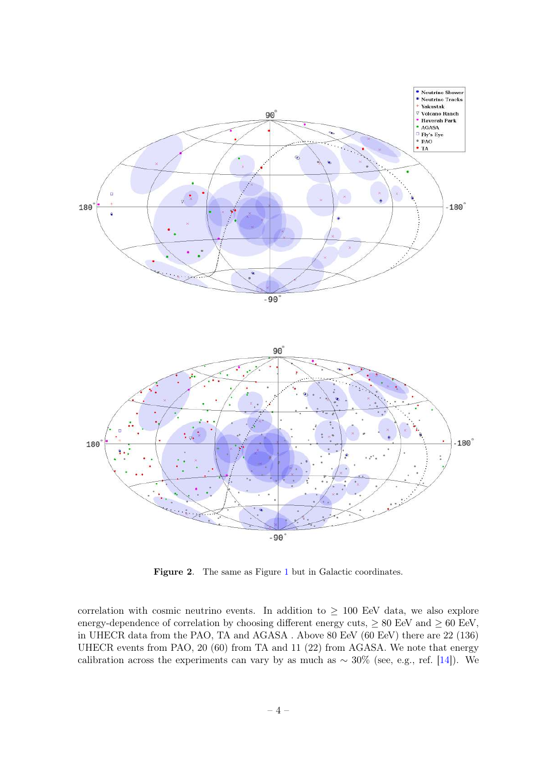**Figure 2**. The same as Figure 1 but in Galactic coordinates.

correlation with cosmic neutrino events. In addition to $\geq$ 100 EeV data, we also explore energy-dependence of correlation by choosing different energy cuts, $\geq$ 80 EeV and $\geq$ 60 EeV, in UHECR data from the PAO, TA and AGASA . Above 80 EeV (60 EeV) there are 22 (136) UHECR events from PAO, 20 (60) from TA and 11 (22) from AGASA. We note that energy calibration across the experiments can vary by as much as $\sim$ 30% (see, e.g., ref. [14]). We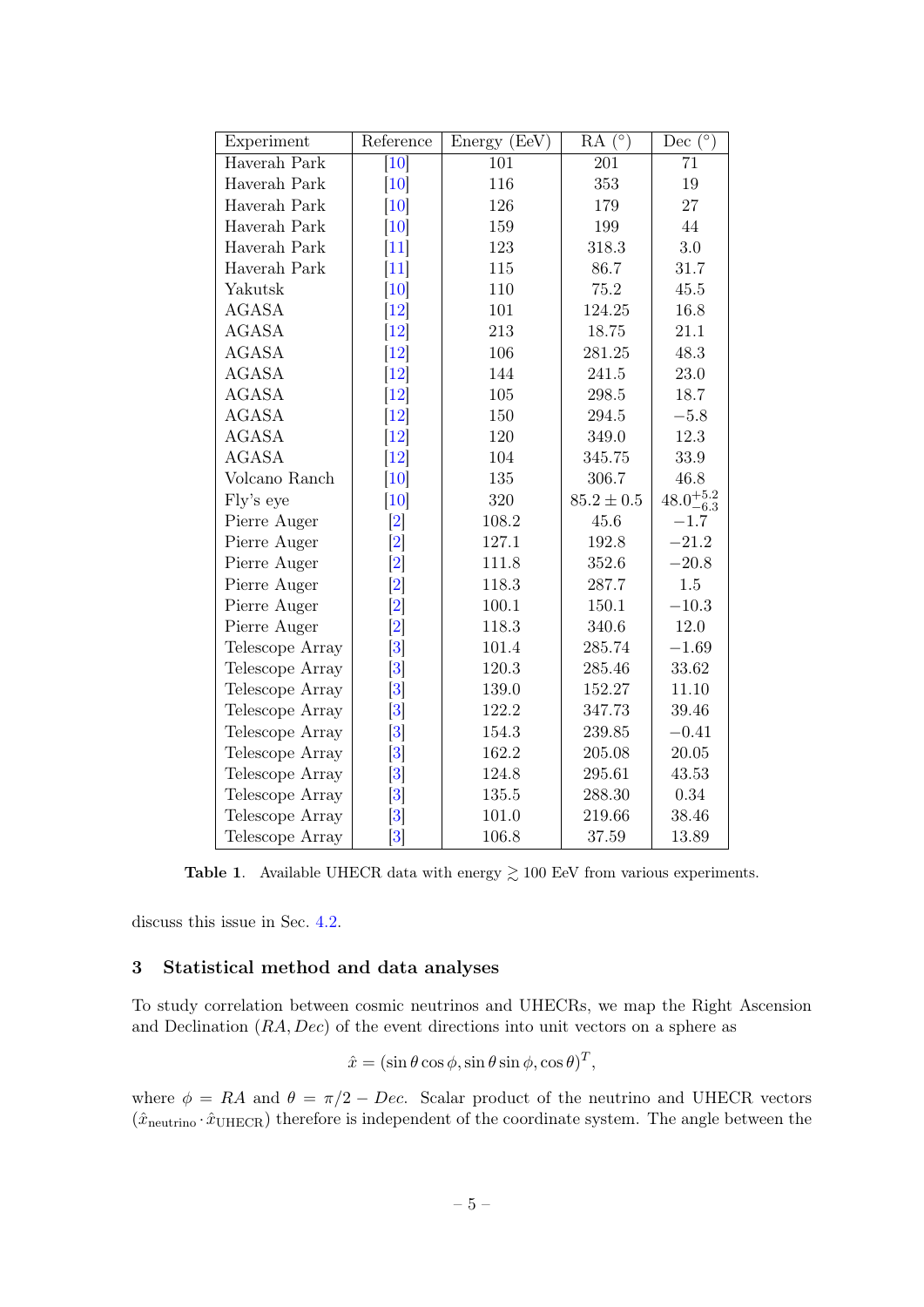| Experiment | Reference | Energy (EeV) | RA (°) | Dec (°) |
|---|---|---|---|---|
| Haverah Park | [10] | 101 | 201 | 71 |
| Haverah Park | [10] | 116 | 353 | 19 |
| Haverah Park | [10] | 126 | 179 | 27 |
| Haverah Park | [10] | 159 | 199 | 44 |
| Haverah Park | [11] | 123 | 318.3 | 3.0 |
| Haverah Park | [11] | 115 | 86.7 | 31.7 |
| Yakutsk | [10] | 110 | 75.2 | 45.5 |
| AGASA | [12] | 101 | 124.25 | 16.8 |
| AGASA | [12] | 213 | 18.75 | 21.1 |
| AGASA | [12] | 106 | 281.25 | 48.3 |
| AGASA | [12] | 144 | 241.5 | 23.0 |
| AGASA | [12] | 105 | 298.5 | 18.7 |
| AGASA | [12] | 150 | 294.5 | $-5.8$ |
| AGASA | [12] | 120 | 349.0 | 12.3 |
| AGASA | [12] | 104 | 345.75 | 33.9 |
| Volcano Ranch | [10] | 135 | 306.7 | 46.8 |
| Fly's eye | [10] | 320 | $85.2 \pm 0.5$ | $48.0^{+5.2}_{-6.3}$ |
| Pierre Auger | [2] | 108.2 | 45.6 | $-1.7$ |
| Pierre Auger | [2] | 127.1 | 192.8 | $-21.2$ |
| Pierre Auger | [2] | 111.8 | 352.6 | $-20.8$ |
| Pierre Auger | [2] | 118.3 | 287.7 | 1.5 |
| Pierre Auger | [2] | 100.1 | 150.1 | $-10.3$ |
| Pierre Auger | [2] | 118.3 | 340.6 | 12.0 |
| Telescope Array | [3] | 101.4 | 285.74 | $-1.69$ |
| Telescope Array | [3] | 120.3 | 285.46 | 33.62 |
| Telescope Array | [3] | 139.0 | 152.27 | 11.10 |
| Telescope Array | [3] | 122.2 | 347.73 | 39.46 |
| Telescope Array | [3] | 154.3 | 239.85 | $-0.41$ |
| Telescope Array | [3] | 162.2 | 205.08 | 20.05 |
| Telescope Array | [3] | 124.8 | 295.61 | 43.53 |
| Telescope Array | [3] | 135.5 | 288.30 | 0.34 |
| Telescope Array | [3] | 101.0 | 219.66 | 38.46 |
| Telescope Array | [3] | 106.8 | 37.59 | 13.89 |

**Table 1**. Available UHECR data with energy $\gtrsim 100$ EeV from various experiments.

discuss this issue in Sec. 4.2.

## 3 Statistical method and data analyses

To study correlation between cosmic neutrinos and UHECRs, we map the Right Ascension and Declination $(RA, Dec)$ of the event directions into unit vectors on a sphere as

$$\hat{x} = (\sin\theta\cos\phi, \sin\theta\sin\phi, \cos\theta)^T,$$

where $\phi = RA$ and $\theta = \pi/2 - Dec$. Scalar product of the neutrino and UHECR vectors $(\hat{x}_{\text{neutrino}} \cdot \hat{x}_{\text{UHECR}})$ therefore is independent of the coordinate system. The angle between the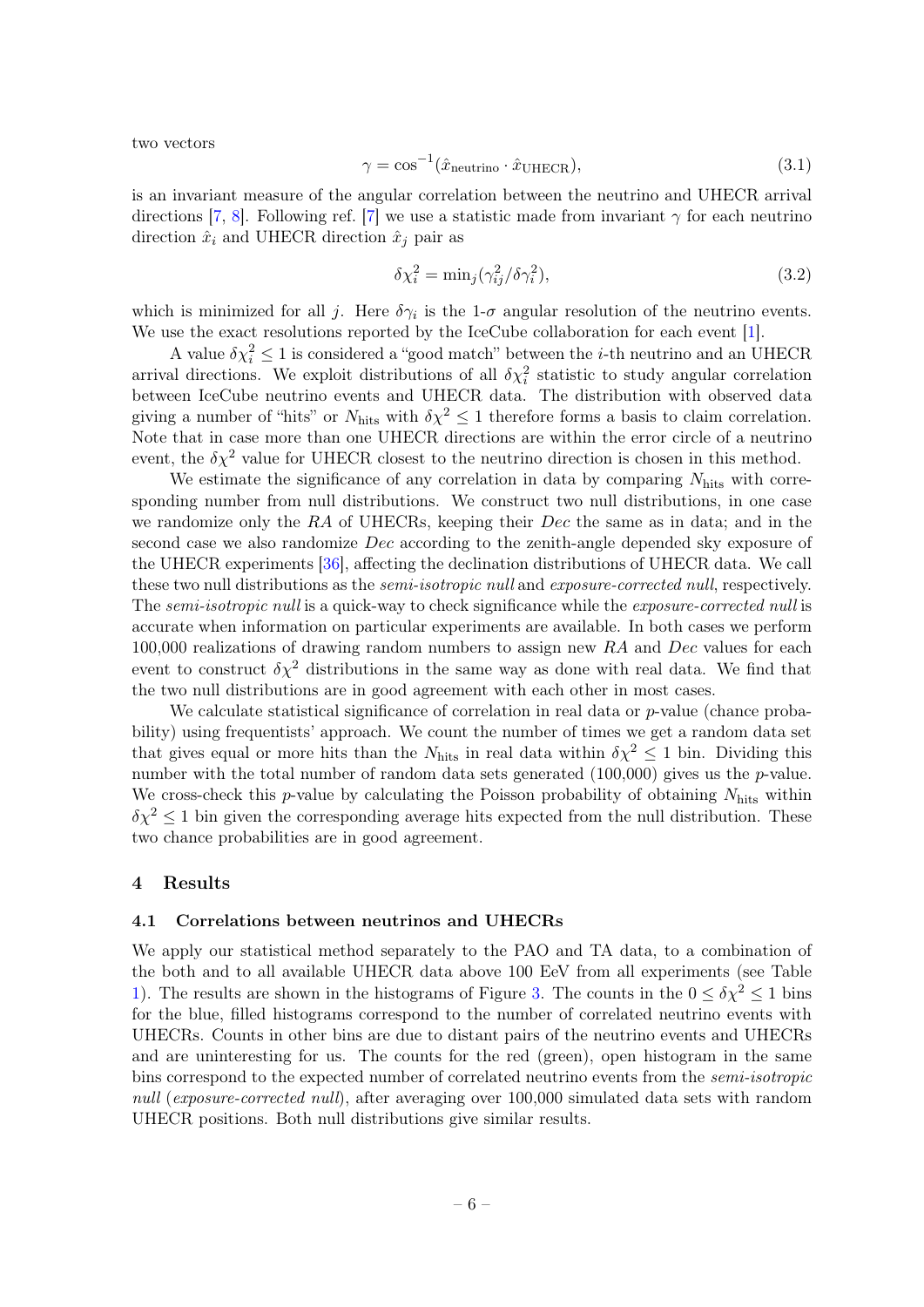two vectors

$$\gamma = \cos^{-1}(\hat{x}_{\rm neutrino} \cdot \hat{x}_{\rm UHECR}), \tag{3.1}$$

is an invariant measure of the angular correlation between the neutrino and UHECR arrival directions [7, 8]. Following ref. [7] we use a statistic made from invariant $\gamma$ for each neutrino direction $\hat{x}_i$ and UHECR direction $\hat{x}_j$ pair as

$$\delta\chi_i^2 = {\rm min}_j(\gamma_{ij}^2/\delta\gamma_i^2), \tag{3.2}$$

which is minimized for all $j$. Here $\delta\gamma_i$ is the 1-$\sigma$ angular resolution of the neutrino events. We use the exact resolutions reported by the IceCube collaboration for each event [1].

A value $\delta\chi_i^2 \leq 1$ is considered a "good match" between the $i$-th neutrino and an UHECR arrival directions. We exploit distributions of all $\delta\chi_i^2$ statistic to study angular correlation between IceCube neutrino events and UHECR data. The distribution with observed data giving a number of "hits" or $N_{\rm hits}$ with $\delta\chi^2 \leq 1$ therefore forms a basis to claim correlation. Note that in case more than one UHECR directions are within the error circle of a neutrino event, the $\delta\chi^2$ value for UHECR closest to the neutrino direction is chosen in this method.

We estimate the significance of any correlation in data by comparing $N_{\rm hits}$ with corresponding number from null distributions. We construct two null distributions, in one case we randomize only the *RA* of UHECRs, keeping their *Dec* the same as in data; and in the second case we also randomize *Dec* according to the zenith-angle depended sky exposure of the UHECR experiments [36], affecting the declination distributions of UHECR data. We call these two null distributions as the *semi-isotropic null* and *exposure-corrected null*, respectively. The *semi-isotropic null* is a quick-way to check significance while the *exposure-corrected null* is accurate when information on particular experiments are available. In both cases we perform 100,000 realizations of drawing random numbers to assign new *RA* and *Dec* values for each event to construct $\delta\chi^2$ distributions in the same way as done with real data. We find that the two null distributions are in good agreement with each other in most cases.

We calculate statistical significance of correlation in real data or $p$-value (chance probability) using frequentists' approach. We count the number of times we get a random data set that gives equal or more hits than the $N_{\rm hits}$ in real data within $\delta\chi^2 \leq 1$ bin. Dividing this number with the total number of random data sets generated (100,000) gives us the $p$-value. We cross-check this $p$-value by calculating the Poisson probability of obtaining $N_{\rm hits}$ within $\delta\chi^2 \leq 1$ bin given the corresponding average hits expected from the null distribution. These two chance probabilities are in good agreement.

## 4 Results

### 4.1 Correlations between neutrinos and UHECRs

We apply our statistical method separately to the PAO and TA data, to a combination of the both and to all available UHECR data above 100 EeV from all experiments (see Table 1). The results are shown in the histograms of Figure 3. The counts in the $0 \leq \delta\chi^2 \leq 1$ bins for the blue, filled histograms correspond to the number of correlated neutrino events with UHECRs. Counts in other bins are due to distant pairs of the neutrino events and UHECRs and are uninteresting for us. The counts for the red (green), open histogram in the same bins correspond to the expected number of correlated neutrino events from the *semi-isotropic null* (*exposure-corrected null*), after averaging over 100,000 simulated data sets with random UHECR positions. Both null distributions give similar results.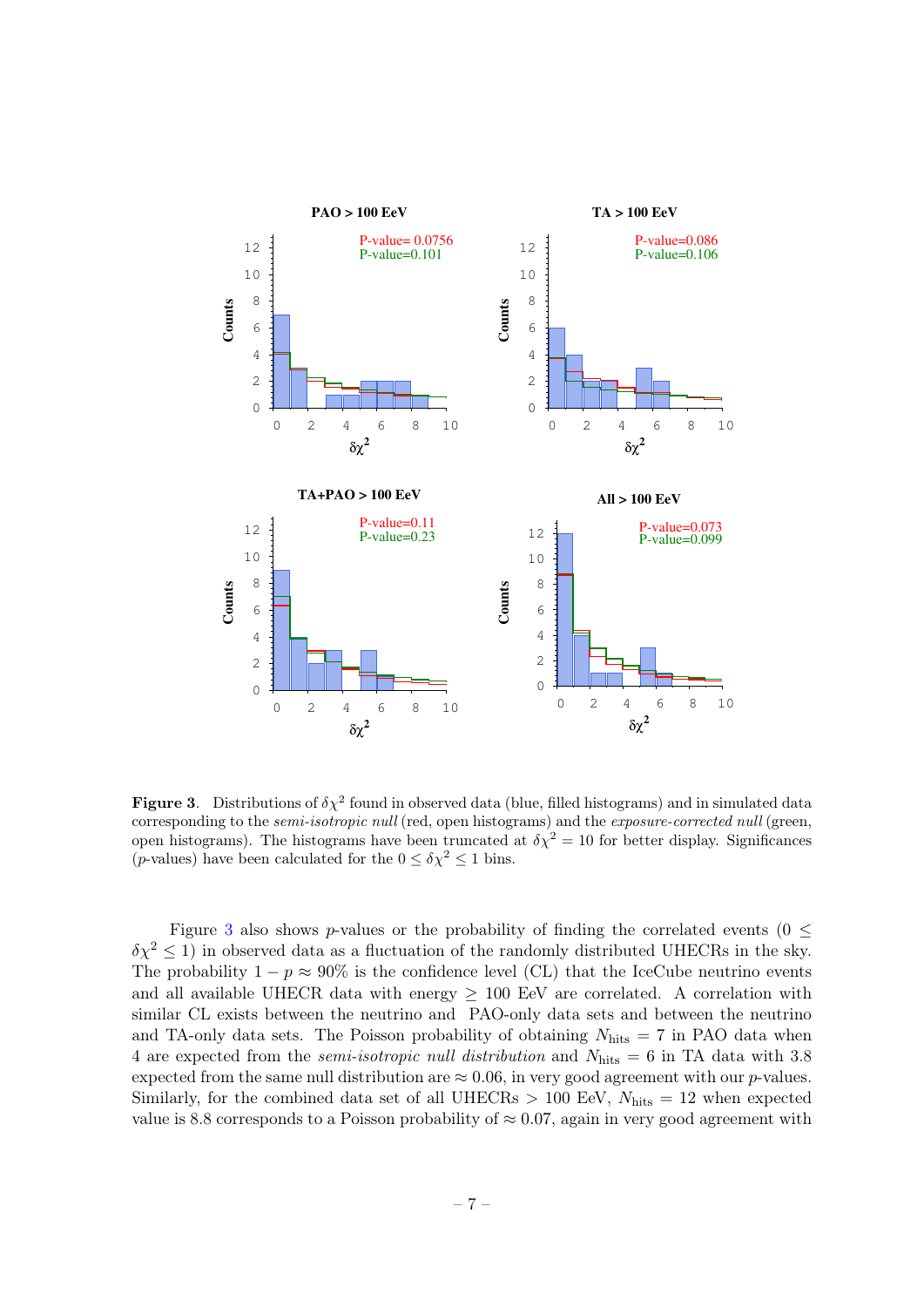**Figure 3.** Distributions of $\delta\chi^2$ found in observed data (blue, filled histograms) and in simulated data corresponding to the *semi-isotropic null* (red, open histograms) and the *exposure-corrected null* (green, open histograms). The histograms have been truncated at $\delta\chi^2 = 10$ for better display. Significances ($p$-values) have been calculated for the $0 \le \delta\chi^2 \le 1$ bins.

Figure 3 also shows $p$-values or the probability of finding the correlated events ($0 \le \delta\chi^2 \le 1$) in observed data as a fluctuation of the randomly distributed UHECRs in the sky. The probability $1 - p \approx 90\%$ is the confidence level (CL) that the IceCube neutrino events and all available UHECR data with energy $\geq 100$ EeV are correlated. A correlation with similar CL exists between the neutrino and PAO-only data sets and between the neutrino and TA-only data sets. The Poisson probability of obtaining $N_{\rm hits} = 7$ in PAO data when 4 are expected from the *semi-isotropic null distribution* and $N_{\rm hits} = 6$ in TA data with 3.8 expected from the same null distribution are $\approx 0.06$, in very good agreement with our $p$-values. Similarly, for the combined data set of all UHECRs $> 100$ EeV, $N_{\rm hits} = 12$ when expected value is 8.8 corresponds to a Poisson probability of $\approx 0.07$, again in very good agreement with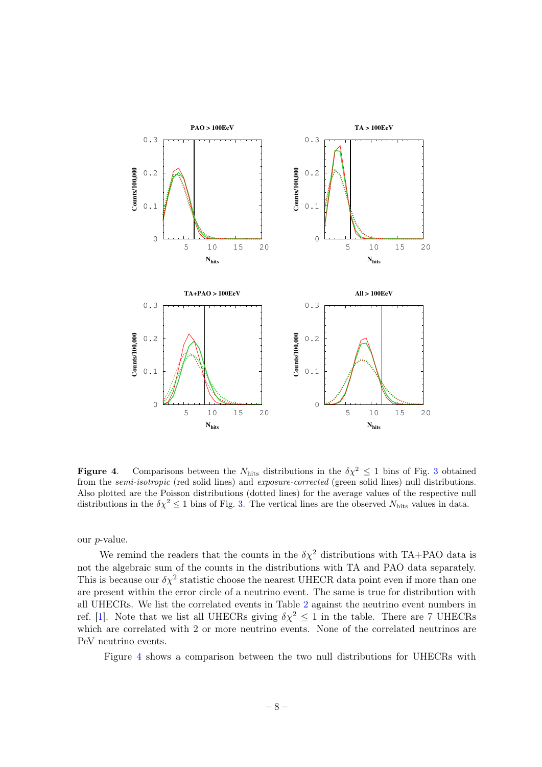**Figure 4**. Comparisons between the $N_{\rm hits}$ distributions in the $\delta\chi^2 \le 1$ bins of Fig. 3 obtained from the *semi-isotropic* (red solid lines) and *exposure-corrected* (green solid lines) null distributions. Also plotted are the Poisson distributions (dotted lines) for the average values of the respective null distributions in the $\delta\chi^2 \le 1$ bins of Fig. 3. The vertical lines are the observed $N_{\rm hits}$ values in data.

our $p$-value.

We remind the readers that the counts in the $\delta\chi^2$ distributions with TA+PAO data is not the algebraic sum of the counts in the distributions with TA and PAO data separately. This is because our $\delta\chi^2$ statistic choose the nearest UHECR data point even if more than one are present within the error circle of a neutrino event. The same is true for distribution with all UHECRs. We list the correlated events in Table 2 against the neutrino event numbers in ref. [1]. Note that we list all UHECRs giving $\delta\chi^2 \le 1$ in the table. There are 7 UHECRs which are correlated with 2 or more neutrino events. None of the correlated neutrinos are PeV neutrino events.

Figure 4 shows a comparison between the two null distributions for UHECRs with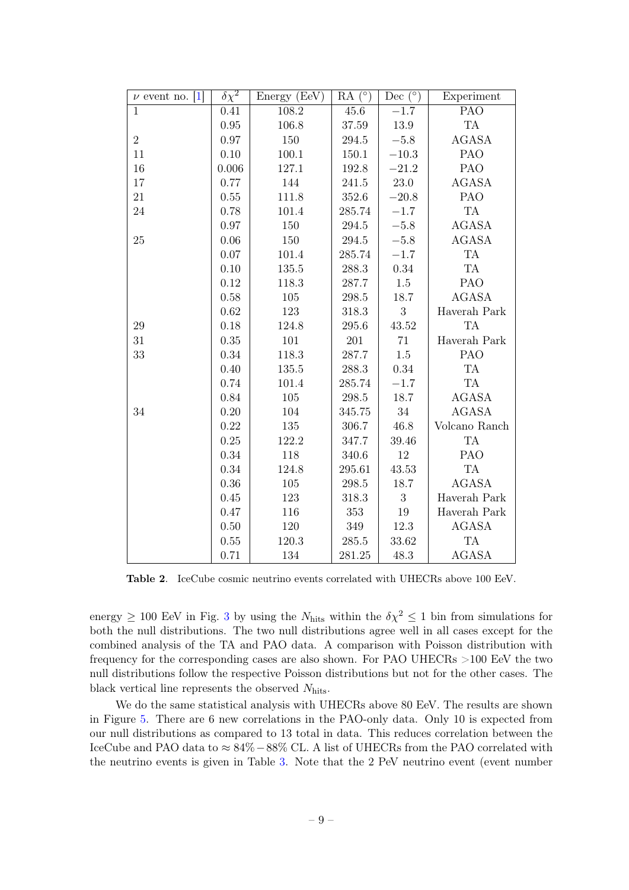| $\nu$ event no. [1] | $\delta\chi^2$ | Energy (EeV) | RA (°) | Dec (°) | Experiment |
|---|---|---|---|---|---|
| 1 | 0.41 | 108.2 | 45.6 | $-1.7$ | PAO |
| | 0.95 | 106.8 | 37.59 | 13.9 | TA |
| 2 | 0.97 | 150 | 294.5 | $-5.8$ | AGASA |
| 11 | 0.10 | 100.1 | 150.1 | $-10.3$ | PAO |
| 16 | 0.006 | 127.1 | 192.8 | $-21.2$ | PAO |
| 17 | 0.77 | 144 | 241.5 | 23.0 | AGASA |
| 21 | 0.55 | 111.8 | 352.6 | $-20.8$ | PAO |
| 24 | 0.78 | 101.4 | 285.74 | $-1.7$ | TA |
| | 0.97 | 150 | 294.5 | $-5.8$ | AGASA |
| 25 | 0.06 | 150 | 294.5 | $-5.8$ | AGASA |
| | 0.07 | 101.4 | 285.74 | $-1.7$ | TA |
| | 0.10 | 135.5 | 288.3 | 0.34 | TA |
| | 0.12 | 118.3 | 287.7 | 1.5 | PAO |
| | 0.58 | 105 | 298.5 | 18.7 | AGASA |
| | 0.62 | 123 | 318.3 | 3 | Haverah Park |
| 29 | 0.18 | 124.8 | 295.6 | 43.52 | TA |
| 31 | 0.35 | 101 | 201 | 71 | Haverah Park |
| 33 | 0.34 | 118.3 | 287.7 | 1.5 | PAO |
| | 0.40 | 135.5 | 288.3 | 0.34 | TA |
| | 0.74 | 101.4 | 285.74 | $-1.7$ | TA |
| | 0.84 | 105 | 298.5 | 18.7 | AGASA |
| 34 | 0.20 | 104 | 345.75 | 34 | AGASA |
| | 0.22 | 135 | 306.7 | 46.8 | Volcano Ranch |
| | 0.25 | 122.2 | 347.7 | 39.46 | TA |
| | 0.34 | 118 | 340.6 | 12 | PAO |
| | 0.34 | 124.8 | 295.61 | 43.53 | TA |
| | 0.36 | 105 | 298.5 | 18.7 | AGASA |
| | 0.45 | 123 | 318.3 | 3 | Haverah Park |
| | 0.47 | 116 | 353 | 19 | Haverah Park |
| | 0.50 | 120 | 349 | 12.3 | AGASA |
| | 0.55 | 120.3 | 285.5 | 33.62 | TA |
| | 0.71 | 134 | 281.25 | 48.3 | AGASA |

**Table 2**. IceCube cosmic neutrino events correlated with UHECRs above 100 EeV.

energy $\geq$ 100 EeV in Fig. 3 by using the $N_{\rm hits}$ within the $\delta\chi^2 \leq 1$ bin from simulations for both the null distributions. The two null distributions agree well in all cases except for the combined analysis of the TA and PAO data. A comparison with Poisson distribution with frequency for the corresponding cases are also shown. For PAO UHECRs >100 EeV the two null distributions follow the respective Poisson distributions but not for the other cases. The black vertical line represents the observed $N_{\rm hits}$.

We do the same statistical analysis with UHECRs above 80 EeV. The results are shown in Figure 5. There are 6 new correlations in the PAO-only data. Only 10 is expected from our null distributions as compared to 13 total in data. This reduces correlation between the IceCube and PAO data to $\approx 84\% - 88\%$ CL. A list of UHECRs from the PAO correlated with the neutrino events is given in Table 3. Note that the 2 PeV neutrino event (event number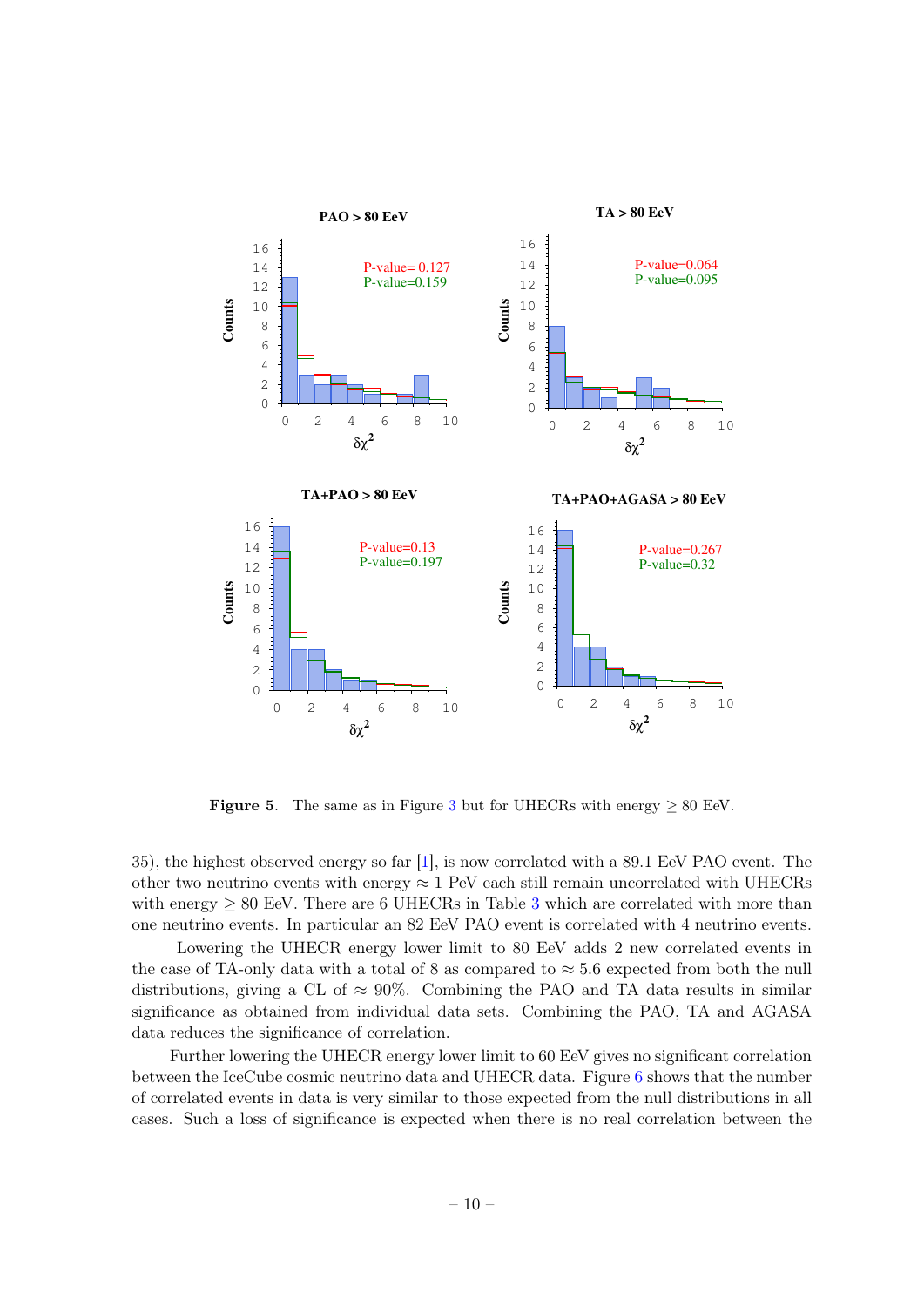Figure 5. The same as in Figure 3 but for UHECRs with energy $\geq 80$ EeV.

35), the highest observed energy so far [1], is now correlated with a 89.1 EeV PAO event. The other two neutrino events with energy $\approx 1$ PeV each still remain uncorrelated with UHECRs with energy $\geq 80$ EeV. There are 6 UHECRs in Table 3 which are correlated with more than one neutrino events. In particular an 82 EeV PAO event is correlated with 4 neutrino events.

Lowering the UHECR energy lower limit to 80 EeV adds 2 new correlated events in the case of TA-only data with a total of 8 as compared to $\approx 5.6$ expected from both the null distributions, giving a CL of $\approx 90\%$. Combining the PAO and TA data results in similar significance as obtained from individual data sets. Combining the PAO, TA and AGASA data reduces the significance of correlation.

Further lowering the UHECR energy lower limit to 60 EeV gives no significant correlation between the IceCube cosmic neutrino data and UHECR data. Figure 6 shows that the number of correlated events in data is very similar to those expected from the null distributions in all cases. Such a loss of significance is expected when there is no real correlation between the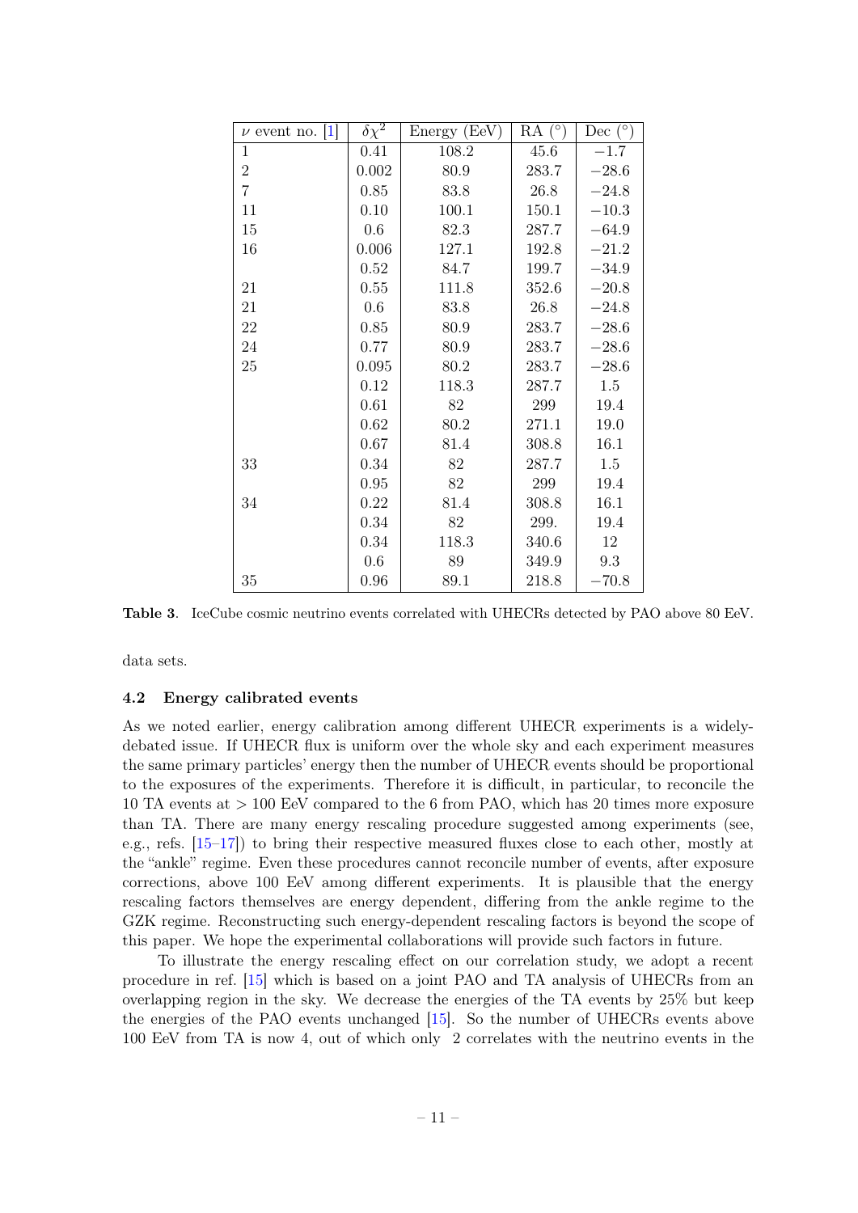| $\nu$ event no. [1] | $\delta\chi^2$ | Energy (EeV) | RA (°) | Dec (°) |
|---|---|---|---|---|
| 1 | 0.41 | 108.2 | 45.6 | $-1.7$ |
| 2 | 0.002 | 80.9 | 283.7 | $-28.6$ |
| 7 | 0.85 | 83.8 | 26.8 | $-24.8$ |
| 11 | 0.10 | 100.1 | 150.1 | $-10.3$ |
| 15 | 0.6 | 82.3 | 287.7 | $-64.9$ |
| 16 | 0.006 | 127.1 | 192.8 | $-21.2$ |
| | 0.52 | 84.7 | 199.7 | $-34.9$ |
| 21 | 0.55 | 111.8 | 352.6 | $-20.8$ |
| 21 | 0.6 | 83.8 | 26.8 | $-24.8$ |
| 22 | 0.85 | 80.9 | 283.7 | $-28.6$ |
| 24 | 0.77 | 80.9 | 283.7 | $-28.6$ |
| 25 | 0.095 | 80.2 | 283.7 | $-28.6$ |
| | 0.12 | 118.3 | 287.7 | 1.5 |
| | 0.61 | 82 | 299 | 19.4 |
| | 0.62 | 80.2 | 271.1 | 19.0 |
| | 0.67 | 81.4 | 308.8 | 16.1 |
| 33 | 0.34 | 82 | 287.7 | 1.5 |
| | 0.95 | 82 | 299 | 19.4 |
| 34 | 0.22 | 81.4 | 308.8 | 16.1 |
| | 0.34 | 82 | 299. | 19.4 |
| | 0.34 | 118.3 | 340.6 | 12 |
| | 0.6 | 89 | 349.9 | 9.3 |
| 35 | 0.96 | 89.1 | 218.8 | $-70.8$ |

**Table 3**. IceCube cosmic neutrino events correlated with UHECRs detected by PAO above 80 EeV.

data sets.

### 4.2 Energy calibrated events

As we noted earlier, energy calibration among different UHECR experiments is a widely-debated issue. If UHECR flux is uniform over the whole sky and each experiment measures the same primary particles' energy then the number of UHECR events should be proportional to the exposures of the experiments. Therefore it is difficult, in particular, to reconcile the 10 TA events at $> 100$ EeV compared to the 6 from PAO, which has 20 times more exposure than TA. There are many energy rescaling procedure suggested among experiments (see, e.g., refs. [15–17]) to bring their respective measured fluxes close to each other, mostly at the "ankle" regime. Even these procedures cannot reconcile number of events, after exposure corrections, above 100 EeV among different experiments. It is plausible that the energy rescaling factors themselves are energy dependent, differing from the ankle regime to the GZK regime. Reconstructing such energy-dependent rescaling factors is beyond the scope of this paper. We hope the experimental collaborations will provide such factors in future.

To illustrate the energy rescaling effect on our correlation study, we adopt a recent procedure in ref. [15] which is based on a joint PAO and TA analysis of UHECRs from an overlapping region in the sky. We decrease the energies of the TA events by 25% but keep the energies of the PAO events unchanged [15]. So the number of UHECRs events above 100 EeV from TA is now 4, out of which only 2 correlates with the neutrino events in the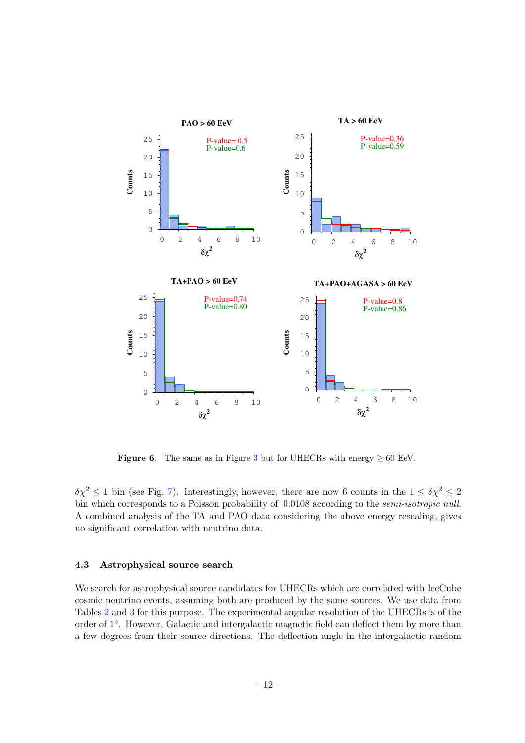**Figure 6**. The same as in Figure 3 but for UHECRs with energy $\geq 60$ EeV.

$\delta\chi^2 \leq 1$ bin (see Fig. 7). Interestingly, however, there are now 6 counts in the $1 \leq \delta\chi^2 \leq 2$ bin which corresponds to a Poisson probability of 0.0108 according to the *semi-isotropic null*. A combined analysis of the TA and PAO data considering the above energy rescaling, gives no significant correlation with neutrino data.

### 4.3 Astrophysical source search

We search for astrophysical source candidates for UHECRs which are correlated with IceCube cosmic neutrino events, assuming both are produced by the same sources. We use data from Tables 2 and 3 for this purpose. The experimental angular resolution of the UHECRs is of the order of $1^\circ$. However, Galactic and intergalactic magnetic field can deflect them by more than a few degrees from their source directions. The deflection angle in the intergalactic random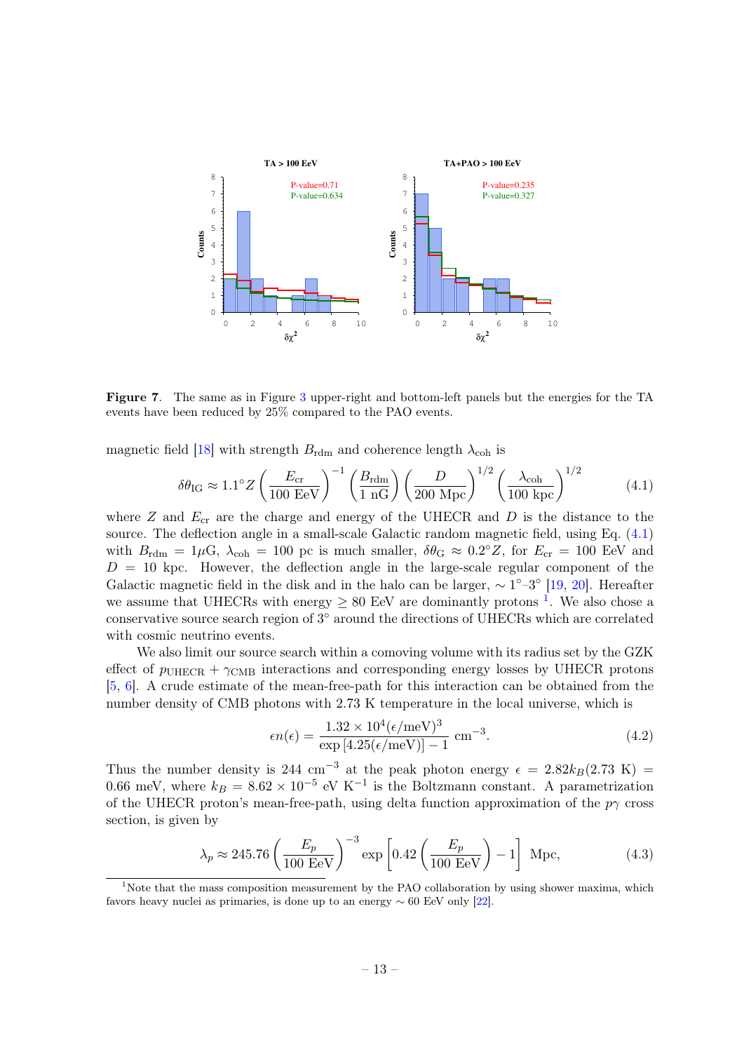**Figure 7**. The same as in Figure 3 upper-right and bottom-left panels but the energies for the TA events have been reduced by 25% compared to the PAO events.

magnetic field [18] with strength $B_{\rm rdm}$ and coherence length $\lambda_{\rm coh}$ is

$$\delta\theta_{\rm IG} \approx 1.1^\circ Z \left(\frac{E_{\rm cr}}{100~{\rm EeV}}\right)^{-1} \left(\frac{B_{\rm rdm}}{1~{\rm nG}}\right) \left(\frac{D}{200~{\rm Mpc}}\right)^{1/2} \left(\frac{\lambda_{\rm coh}}{100~{\rm kpc}}\right)^{1/2} \tag{4.1}$$

where $Z$ and $E_{\rm cr}$ are the charge and energy of the UHECR and $D$ is the distance to the source. The deflection angle in a small-scale Galactic random magnetic field, using Eq. (4.1) with $B_{\rm rdm} = 1\mu$G, $\lambda_{\rm coh} = 100$ pc is much smaller, $\delta\theta_{\rm G} \approx 0.2^\circ Z$, for $E_{\rm cr} = 100$ EeV and $D = 10$ kpc. However, the deflection angle in the large-scale regular component of the Galactic magnetic field in the disk and in the halo can be larger, $\sim 1^\circ$–$3^\circ$ [19, 20]. Hereafter we assume that UHECRs with energy $\geq 80$ EeV are dominantly protons [1]. We also chose a conservative source search region of $3^\circ$ around the directions of UHECRs which are correlated with cosmic neutrino events.

We also limit our source search within a comoving volume with its radius set by the GZK effect of $p_{\rm UHECR} + \gamma_{\rm CMB}$ interactions and corresponding energy losses by UHECR protons [5, 6]. A crude estimate of the mean-free-path for this interaction can be obtained from the number density of CMB photons with 2.73 K temperature in the local universe, which is

$$\epsilon n(\epsilon) = \frac{1.32 \times 10^4 (\epsilon/{\rm meV})^3}{\exp\left[4.25(\epsilon/{\rm meV})\right] - 1}~{\rm cm}^{-3}. \tag{4.2}$$

Thus the number density is 244 cm$^{-3}$ at the peak photon energy $\epsilon = 2.82 k_B(2.73~{\rm K}) = 0.66$ meV, where $k_B = 8.62 \times 10^{-5}$ eV K$^{-1}$ is the Boltzmann constant. A parametrization of the UHECR proton's mean-free-path, using delta function approximation of the $p\gamma$ cross section, is given by

$$\lambda_p \approx 245.76 \left(\frac{E_p}{100~{\rm EeV}}\right)^{-3} \exp\left[0.42 \left(\frac{E_p}{100~{\rm EeV}}\right) - 1\right]~{\rm Mpc}, \tag{4.3}$$

[1] Note that the mass composition measurement by the PAO collaboration by using shower maxima, which favors heavy nuclei as primaries, is done up to an energy $\sim 60$ EeV only [22].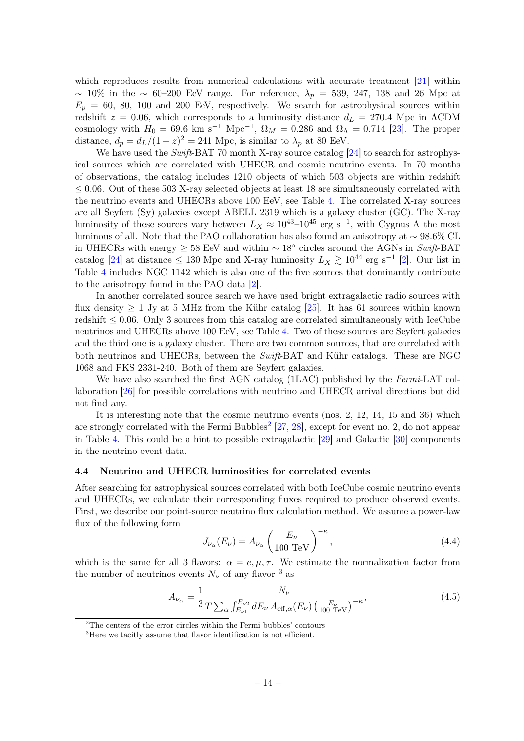which reproduces results from numerical calculations with accurate treatment [21] within $\sim 10\%$ in the $\sim$ 60–200 EeV range. For reference, $\lambda_p = 539$, 247, 138 and 26 Mpc at $E_p = 60$, 80, 100 and 200 EeV, respectively. We search for astrophysical sources within redshift $z = 0.06$, which corresponds to a luminosity distance $d_L = 270.4$ Mpc in ΛCDM cosmology with $H_0 = 69.6$ km s$^{-1}$ Mpc$^{-1}$, $\Omega_M = 0.286$ and $\Omega_\Lambda = 0.714$ [23]. The proper distance, $d_p = d_L/(1+z)^2 = 241$ Mpc, is similar to $\lambda_p$ at 80 EeV.

We have used the *Swift*-BAT 70 month X-ray source catalog [24] to search for astrophysical sources which are correlated with UHECR and cosmic neutrino events. In 70 months of observations, the catalog includes 1210 objects of which 503 objects are within redshift $\leq 0.06$. Out of these 503 X-ray selected objects at least 18 are simultaneously correlated with the neutrino events and UHECRs above 100 EeV, see Table 4. The correlated X-ray sources are all Seyfert (Sy) galaxies except ABELL 2319 which is a galaxy cluster (GC). The X-ray luminosity of these sources vary between $L_X \approx 10^{43}$–$10^{45}$ erg s$^{-1}$, with Cygnus A the most luminous of all. Note that the PAO collaboration has also found an anisotropy at $\sim 98.6\%$ CL in UHECRs with energy $\geq 58$ EeV and within $\sim 18^\circ$ circles around the AGNs in *Swift*-BAT catalog [24] at distance $\leq 130$ Mpc and X-ray luminosity $L_X \gtrsim 10^{44}$ erg s$^{-1}$ [2]. Our list in Table 4 includes NGC 1142 which is also one of the five sources that dominantly contribute to the anisotropy found in the PAO data [2].

In another correlated source search we have used bright extragalactic radio sources with flux density $\geq 1$ Jy at 5 MHz from the Kühr catalog [25]. It has 61 sources within known redshift $\leq 0.06$. Only 3 sources from this catalog are correlated simultaneously with IceCube neutrinos and UHECRs above 100 EeV, see Table 4. Two of these sources are Seyfert galaxies and the third one is a galaxy cluster. There are two common sources, that are correlated with both neutrinos and UHECRs, between the *Swift*-BAT and Kühr catalogs. These are NGC 1068 and PKS 2331-240. Both of them are Seyfert galaxies.

We have also searched the first AGN catalog (1LAC) published by the *Fermi*-LAT collaboration [26] for possible correlations with neutrino and UHECR arrival directions but did not find any.

It is interesting note that the cosmic neutrino events (nos. 2, 12, 14, 15 and 36) which are strongly correlated with the Fermi Bubbles[2] [27, 28], except for event no. 2, do not appear in Table 4. This could be a hint to possible extragalactic [29] and Galactic [30] components in the neutrino event data.

### 4.4 Neutrino and UHECR luminosities for correlated events

After searching for astrophysical sources correlated with both IceCube cosmic neutrino events and UHECRs, we calculate their corresponding fluxes required to produce observed events. First, we describe our point-source neutrino flux calculation method. We assume a power-law flux of the following form

$$J_{\nu_\alpha}(E_\nu) = A_{\nu_\alpha} \left( \frac{E_\nu}{100 \text{ TeV}} \right)^{-\kappa}, \tag{4.4}$$

which is the same for all 3 flavors: $\alpha = e, \mu, \tau$. We estimate the normalization factor from the number of neutrinos events $N_\nu$ of any flavor [3] as

$$A_{\nu_\alpha} = \frac{1}{3} \frac{N_\nu}{T \sum_\alpha \int_{E_{\nu 1}}^{E_{\nu 2}} dE_\nu \, A_{\text{eff},\alpha}(E_\nu) \left( \frac{E_\nu}{100 \text{ TeV}} \right)^{-\kappa}}, \tag{4.5}$$

[2] The centers of the error circles within the Fermi bubbles' contours

[3] Here we tacitly assume that flavor identification is not efficient.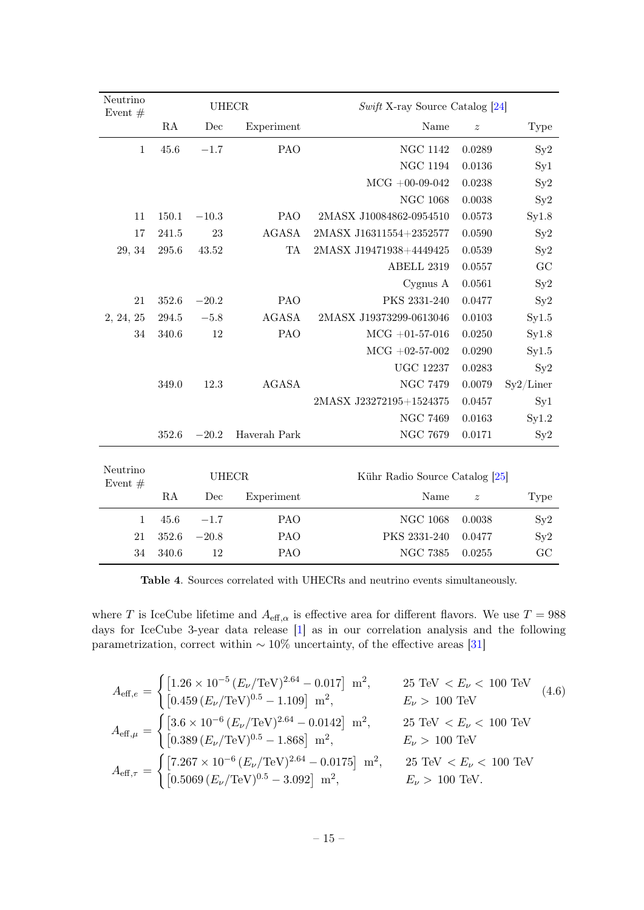| Neutrino Event # | UHECR | | | Swift X-ray Source Catalog [24] | | |
|---|---|---|---|---|---|---|
| | RA | Dec | Experiment | Name | $z$ | Type |
| 1 | 45.6 | −1.7 | PAO | NGC 1142 | 0.0289 | Sy2 |
| | | | | NGC 1194 | 0.0136 | Sy1 |
| | | | | MCG +00-09-042 | 0.0238 | Sy2 |
| | | | | NGC 1068 | 0.0038 | Sy2 |
| 11 | 150.1 | −10.3 | PAO | 2MASX J10084862-0954510 | 0.0573 | Sy1.8 |
| 17 | 241.5 | 23 | AGASA | 2MASX J16311554+2352577 | 0.0590 | Sy2 |
| 29, 34 | 295.6 | 43.52 | TA | 2MASX J19471938+4449425 | 0.0539 | Sy2 |
| | | | | ABELL 2319 | 0.0557 | GC |
| | | | | Cygnus A | 0.0561 | Sy2 |
| 21 | 352.6 | −20.2 | PAO | PKS 2331-240 | 0.0477 | Sy2 |
| 2, 24, 25 | 294.5 | −5.8 | AGASA | 2MASX J19373299-0613046 | 0.0103 | Sy1.5 |
| 34 | 340.6 | 12 | PAO | MCG +01-57-016 | 0.0250 | Sy1.8 |
| | | | | MCG +02-57-002 | 0.0290 | Sy1.5 |
| | | | | UGC 12237 | 0.0283 | Sy2 |
| | 349.0 | 12.3 | AGASA | NGC 7479 | 0.0079 | Sy2/Liner |
| | | | | 2MASX J23272195+1524375 | 0.0457 | Sy1 |
| | | | | NGC 7469 | 0.0163 | Sy1.2 |
| | 352.6 | −20.2 | Haverah Park | NGC 7679 | 0.0171 | Sy2 |

| Neutrino Event # | UHECR | | | Kühr Radio Source Catalog [25] | | |
|---|---|---|---|---|---|---|
| | RA | Dec | Experiment | Name | $z$ | Type |
| 1 | 45.6 | −1.7 | PAO | NGC 1068 | 0.0038 | Sy2 |
| 21 | 352.6 | −20.8 | PAO | PKS 2331-240 | 0.0477 | Sy2 |
| 34 | 340.6 | 12 | PAO | NGC 7385 | 0.0255 | GC |

**Table 4**. Sources correlated with UHECRs and neutrino events simultaneously.

where $T$ is IceCube lifetime and $A_{\mathrm{eff},\alpha}$ is effective area for different flavors. We use $T = 988$ days for IceCube 3-year data release [1] as in our correlation analysis and the following parametrization, correct within $\sim 10\%$ uncertainty, of the effective areas [31]

$$
A_{\mathrm{eff},e} = \begin{cases} \left[1.26 \times 10^{-5} \, (E_\nu/\mathrm{TeV})^{2.64} - 0.017\right] \ \mathrm{m}^2, & 25 \ \mathrm{TeV} < E_\nu < 100 \ \mathrm{TeV} \\ \left[0.459 \, (E_\nu/\mathrm{TeV})^{0.5} - 1.109\right] \ \mathrm{m}^2, & E_\nu > 100 \ \mathrm{TeV} \end{cases} \tag{4.6}
$$

$$
A_{\mathrm{eff},\mu} = \begin{cases} \left[3.6 \times 10^{-6} \, (E_\nu/\mathrm{TeV})^{2.64} - 0.0142\right] \ \mathrm{m}^2, & 25 \ \mathrm{TeV} < E_\nu < 100 \ \mathrm{TeV} \\ \left[0.389 \, (E_\nu/\mathrm{TeV})^{0.5} - 1.868\right] \ \mathrm{m}^2, & E_\nu > 100 \ \mathrm{TeV} \end{cases}
$$

$$
A_{\mathrm{eff},\tau} = \begin{cases} \left[7.267 \times 10^{-6} \, (E_\nu/\mathrm{TeV})^{2.64} - 0.0175\right] \ \mathrm{m}^2, & 25 \ \mathrm{TeV} < E_\nu < 100 \ \mathrm{TeV} \\ \left[0.5069 \, (E_\nu/\mathrm{TeV})^{0.5} - 3.092\right] \ \mathrm{m}^2, & E_\nu > 100 \ \mathrm{TeV}. \end{cases}
$$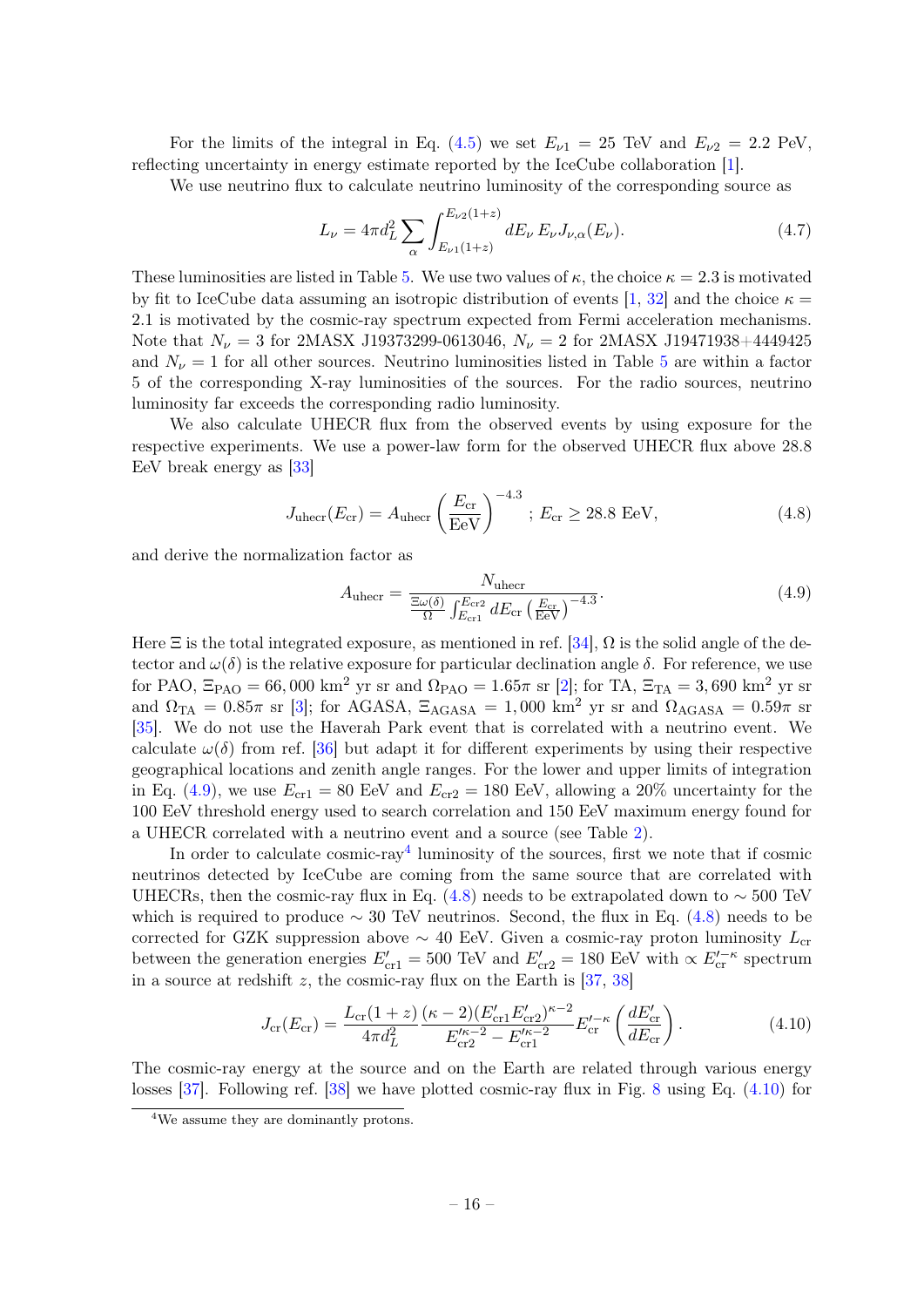For the limits of the integral in Eq. (4.5) we set $E_{\nu 1} = 25$ TeV and $E_{\nu 2} = 2.2$ PeV, reflecting uncertainty in energy estimate reported by the IceCube collaboration [1].

We use neutrino flux to calculate neutrino luminosity of the corresponding source as

$$L_\nu = 4\pi d_L^2 \sum_\alpha \int_{E_{\nu 1}(1+z)}^{E_{\nu 2}(1+z)} dE_\nu \, E_\nu J_{\nu,\alpha}(E_\nu). \tag{4.7}$$

These luminosities are listed in Table 5. We use two values of $\kappa$, the choice $\kappa = 2.3$ is motivated by fit to IceCube data assuming an isotropic distribution of events [1, 32] and the choice $\kappa = 2.1$ is motivated by the cosmic-ray spectrum expected from Fermi acceleration mechanisms. Note that $N_\nu = 3$ for 2MASX J19373299-0613046, $N_\nu = 2$ for 2MASX J19471938+4449425 and $N_\nu = 1$ for all other sources. Neutrino luminosities listed in Table 5 are within a factor 5 of the corresponding X-ray luminosities of the sources. For the radio sources, neutrino luminosity far exceeds the corresponding radio luminosity.

We also calculate UHECR flux from the observed events by using exposure for the respective experiments. We use a power-law form for the observed UHECR flux above 28.8 EeV break energy as [33]

$$J_{\rm uhecr}(E_{\rm cr}) = A_{\rm uhecr} \left(\frac{E_{\rm cr}}{\rm EeV}\right)^{-4.3} \; ; \; E_{\rm cr} \geq 28.8 \text{ EeV}, \tag{4.8}$$

and derive the normalization factor as

$$A_{\rm uhecr} = \frac{N_{\rm uhecr}}{\frac{\Xi \omega(\delta)}{\Omega} \int_{E_{\rm cr1}}^{E_{\rm cr2}} dE_{\rm cr} \left(\frac{E_{\rm cr}}{\rm EeV}\right)^{-4.3}}. \tag{4.9}$$

Here $\Xi$ is the total integrated exposure, as mentioned in ref. [34], $\Omega$ is the solid angle of the detector and $\omega(\delta)$ is the relative exposure for particular declination angle $\delta$. For reference, we use for PAO, $\Xi_{\rm PAO} = 66,000$ km$^2$ yr sr and $\Omega_{\rm PAO} = 1.65\pi$ sr [2]; for TA, $\Xi_{\rm TA} = 3,690$ km$^2$ yr sr and $\Omega_{\rm TA} = 0.85\pi$ sr [3]; for AGASA, $\Xi_{\rm AGASA} = 1,000$ km$^2$ yr sr and $\Omega_{\rm AGASA} = 0.59\pi$ sr [35]. We do not use the Haverah Park event that is correlated with a neutrino event. We calculate $\omega(\delta)$ from ref. [36] but adapt it for different experiments by using their respective geographical locations and zenith angle ranges. For the lower and upper limits of integration in Eq. (4.9), we use $E_{\rm cr1} = 80$ EeV and $E_{\rm cr2} = 180$ EeV, allowing a 20% uncertainty for the 100 EeV threshold energy used to search correlation and 150 EeV maximum energy found for a UHECR correlated with a neutrino event and a source (see Table 2).

In order to calculate cosmic-ray[4] luminosity of the sources, first we note that if cosmic neutrinos detected by IceCube are coming from the same source that are correlated with UHECRs, then the cosmic-ray flux in Eq. (4.8) needs to be extrapolated down to $\sim 500$ TeV which is required to produce $\sim 30$ TeV neutrinos. Second, the flux in Eq. (4.8) needs to be corrected for GZK suppression above $\sim 40$ EeV. Given a cosmic-ray proton luminosity $L_{\rm cr}$ between the generation energies $E'_{\rm cr1} = 500$ TeV and $E'_{\rm cr2} = 180$ EeV with $\propto E'^{-\kappa}_{\rm cr}$ spectrum in a source at redshift $z$, the cosmic-ray flux on the Earth is [37, 38]

$$J_{\rm cr}(E_{\rm cr}) = \frac{L_{\rm cr}(1+z)}{4\pi d_L^2} \frac{(\kappa - 2)(E'_{\rm cr1} E'_{\rm cr2})^{\kappa-2}}{E'^{\kappa-2}_{\rm cr2} - E'^{\kappa-2}_{\rm cr1}} E'^{-\kappa}_{\rm cr} \left(\frac{dE'_{\rm cr}}{dE_{\rm cr}}\right). \tag{4.10}$$

The cosmic-ray energy at the source and on the Earth are related through various energy losses [37]. Following ref. [38] we have plotted cosmic-ray flux in Fig. 8 using Eq. (4.10) for

[4] We assume they are dominantly protons.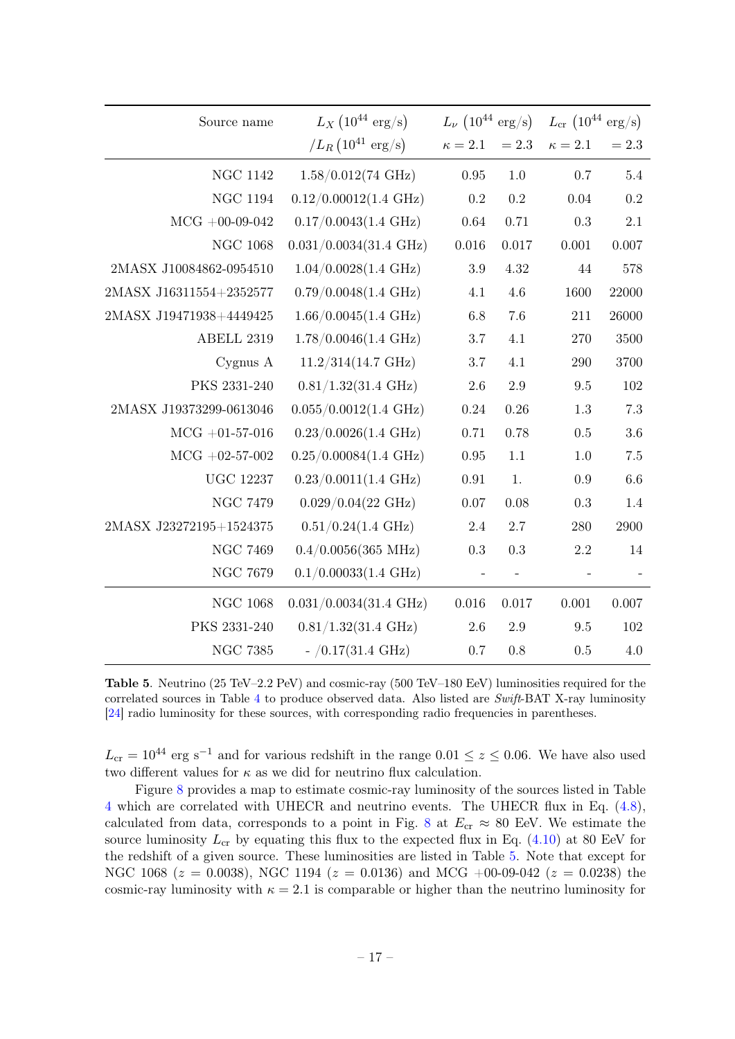| Source name | $L_X\ (10^{44}\ \mathrm{erg/s})$ | $L_\nu\ (10^{44}\ \mathrm{erg/s})$ | | $L_{\mathrm{cr}}\ (10^{44}\ \mathrm{erg/s})$ | |
|---|---|---|---|---|---|
| | $/L_R\ (10^{41}\ \mathrm{erg/s})$ | $\kappa = 2.1$ | $= 2.3$ | $\kappa = 2.1$ | $= 2.3$ |
| NGC 1142 | 1.58/0.012(74 GHz) | 0.95 | 1.0 | 0.7 | 5.4 |
| NGC 1194 | 0.12/0.00012(1.4 GHz) | 0.2 | 0.2 | 0.04 | 0.2 |
| MCG +00-09-042 | 0.17/0.0043(1.4 GHz) | 0.64 | 0.71 | 0.3 | 2.1 |
| NGC 1068 | 0.031/0.0034(31.4 GHz) | 0.016 | 0.017 | 0.001 | 0.007 |
| 2MASX J10084862-0954510 | 1.04/0.0028(1.4 GHz) | 3.9 | 4.32 | 44 | 578 |
| 2MASX J16311554+2352577 | 0.79/0.0048(1.4 GHz) | 4.1 | 4.6 | 1600 | 22000 |
| 2MASX J19471938+4449425 | 1.66/0.0045(1.4 GHz) | 6.8 | 7.6 | 211 | 26000 |
| ABELL 2319 | 1.78/0.0046(1.4 GHz) | 3.7 | 4.1 | 270 | 3500 |
| Cygnus A | 11.2/314(14.7 GHz) | 3.7 | 4.1 | 290 | 3700 |
| PKS 2331-240 | 0.81/1.32(31.4 GHz) | 2.6 | 2.9 | 9.5 | 102 |
| 2MASX J19373299-0613046 | 0.055/0.0012(1.4 GHz) | 0.24 | 0.26 | 1.3 | 7.3 |
| MCG +01-57-016 | 0.23/0.0026(1.4 GHz) | 0.71 | 0.78 | 0.5 | 3.6 |
| MCG +02-57-002 | 0.25/0.00084(1.4 GHz) | 0.95 | 1.1 | 1.0 | 7.5 |
| UGC 12237 | 0.23/0.0011(1.4 GHz) | 0.91 | 1. | 0.9 | 6.6 |
| NGC 7479 | 0.029/0.04(22 GHz) | 0.07 | 0.08 | 0.3 | 1.4 |
| 2MASX J23272195+1524375 | 0.51/0.24(1.4 GHz) | 2.4 | 2.7 | 280 | 2900 |
| NGC 7469 | 0.4/0.0056(365 MHz) | 0.3 | 0.3 | 2.2 | 14 |
| NGC 7679 | 0.1/0.00033(1.4 GHz) | - | - | - | - |
| NGC 1068 | 0.031/0.0034(31.4 GHz) | 0.016 | 0.017 | 0.001 | 0.007 |
| PKS 2331-240 | 0.81/1.32(31.4 GHz) | 2.6 | 2.9 | 9.5 | 102 |
| NGC 7385 | - /0.17(31.4 GHz) | 0.7 | 0.8 | 0.5 | 4.0 |

**Table 5**. Neutrino (25 TeV–2.2 PeV) and cosmic-ray (500 TeV–180 EeV) luminosities required for the correlated sources in Table 4 to produce observed data. Also listed are *Swift*-BAT X-ray luminosity [24] radio luminosity for these sources, with corresponding radio frequencies in parentheses.

$L_{\mathrm{cr}} = 10^{44}$ erg s$^{-1}$ and for various redshift in the range $0.01 \leq z \leq 0.06$. We have also used two different values for $\kappa$ as we did for neutrino flux calculation.

Figure 8 provides a map to estimate cosmic-ray luminosity of the sources listed in Table 4 which are correlated with UHECR and neutrino events. The UHECR flux in Eq. (4.8), calculated from data, corresponds to a point in Fig. 8 at $E_{\mathrm{cr}} \approx 80$ EeV. We estimate the source luminosity $L_{\mathrm{cr}}$ by equating this flux to the expected flux in Eq. (4.10) at 80 EeV for the redshift of a given source. These luminosities are listed in Table 5. Note that except for NGC 1068 ($z = 0.0038$), NGC 1194 ($z = 0.0136$) and MCG +00-09-042 ($z = 0.0238$) the cosmic-ray luminosity with $\kappa = 2.1$ is comparable or higher than the neutrino luminosity for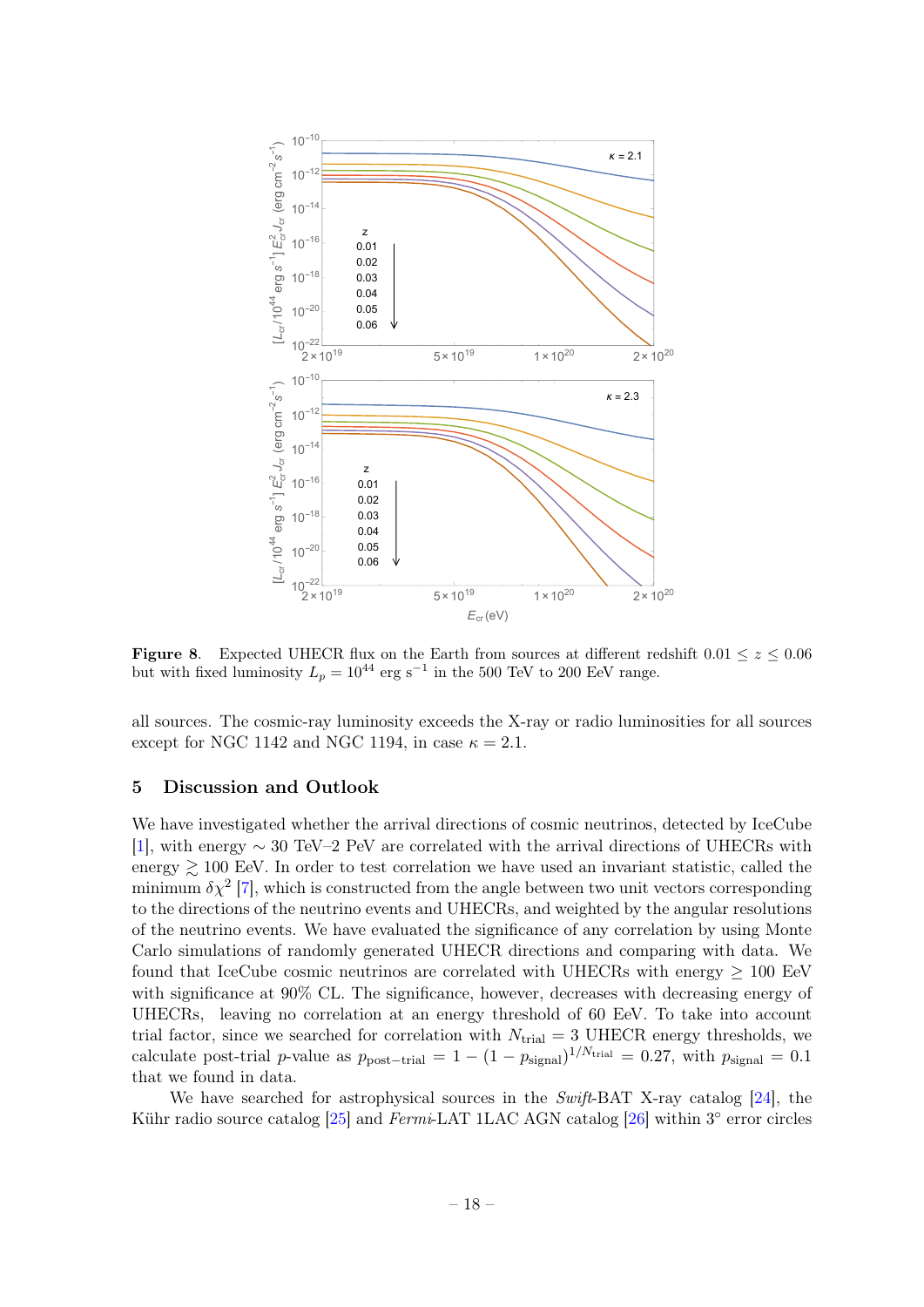**Figure 8.** Expected UHECR flux on the Earth from sources at different redshift $0.01 \leq z \leq 0.06$ but with fixed luminosity $L_p = 10^{44}$ erg s$^{-1}$ in the 500 TeV to 200 EeV range.

all sources. The cosmic-ray luminosity exceeds the X-ray or radio luminosities for all sources except for NGC 1142 and NGC 1194, in case $\kappa = 2.1$.

## 5 Discussion and Outlook

We have investigated whether the arrival directions of cosmic neutrinos, detected by IceCube [1], with energy $\sim 30$ TeV–2 PeV are correlated with the arrival directions of UHECRs with energy $\gtrsim 100$ EeV. In order to test correlation we have used an invariant statistic, called the minimum $\delta\chi^2$ [7], which is constructed from the angle between two unit vectors corresponding to the directions of the neutrino events and UHECRs, and weighted by the angular resolutions of the neutrino events. We have evaluated the significance of any correlation by using Monte Carlo simulations of randomly generated UHECR directions and comparing with data. We found that IceCube cosmic neutrinos are correlated with UHECRs with energy $\geq 100$ EeV with significance at 90% CL. The significance, however, decreases with decreasing energy of UHECRs, leaving no correlation at an energy threshold of 60 EeV. To take into account trial factor, since we searched for correlation with $N_{\rm trial} = 3$ UHECR energy thresholds, we calculate post-trial $p$-value as $p_{\rm post-trial} = 1 - (1 - p_{\rm signal})^{1/N_{\rm trial}} = 0.27$, with $p_{\rm signal} = 0.1$ that we found in data.

We have searched for astrophysical sources in the *Swift*-BAT X-ray catalog [24], the Kühr radio source catalog [25] and *Fermi*-LAT 1LAC AGN catalog [26] within 3° error circles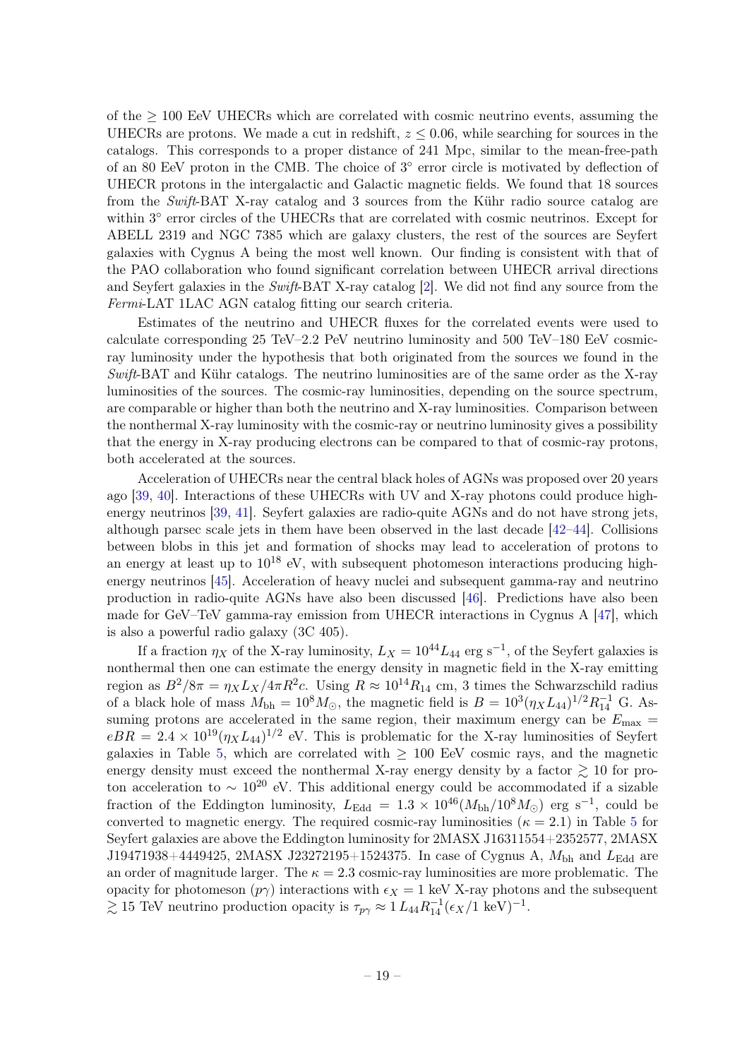of the $\geq 100$ EeV UHECRs which are correlated with cosmic neutrino events, assuming the UHECRs are protons. We made a cut in redshift, $z \leq 0.06$, while searching for sources in the catalogs. This corresponds to a proper distance of 241 Mpc, similar to the mean-free-path of an 80 EeV proton in the CMB. The choice of 3° error circle is motivated by deflection of UHECR protons in the intergalactic and Galactic magnetic fields. We found that 18 sources from the *Swift*-BAT X-ray catalog and 3 sources from the Kühr radio source catalog are within 3° error circles of the UHECRs that are correlated with cosmic neutrinos. Except for ABELL 2319 and NGC 7385 which are galaxy clusters, the rest of the sources are Seyfert galaxies with Cygnus A being the most well known. Our finding is consistent with that of the PAO collaboration who found significant correlation between UHECR arrival directions and Seyfert galaxies in the *Swift*-BAT X-ray catalog [2]. We did not find any source from the *Fermi*-LAT 1LAC AGN catalog fitting our search criteria.

Estimates of the neutrino and UHECR fluxes for the correlated events were used to calculate corresponding 25 TeV–2.2 PeV neutrino luminosity and 500 TeV–180 EeV cosmic-ray luminosity under the hypothesis that both originated from the sources we found in the *Swift*-BAT and Kühr catalogs. The neutrino luminosities are of the same order as the X-ray luminosities of the sources. The cosmic-ray luminosities, depending on the source spectrum, are comparable or higher than both the neutrino and X-ray luminosities. Comparison between the nonthermal X-ray luminosity with the cosmic-ray or neutrino luminosity gives a possibility that the energy in X-ray producing electrons can be compared to that of cosmic-ray protons, both accelerated at the sources.

Acceleration of UHECRs near the central black holes of AGNs was proposed over 20 years ago [39, 40]. Interactions of these UHECRs with UV and X-ray photons could produce high-energy neutrinos [39, 41]. Seyfert galaxies are radio-quite AGNs and do not have strong jets, although parsec scale jets in them have been observed in the last decade [42–44]. Collisions between blobs in this jet and formation of shocks may lead to acceleration of protons to an energy at least up to $10^{18}$ eV, with subsequent photomeson interactions producing high-energy neutrinos [45]. Acceleration of heavy nuclei and subsequent gamma-ray and neutrino production in radio-quite AGNs have also been discussed [46]. Predictions have also been made for GeV–TeV gamma-ray emission from UHECR interactions in Cygnus A [47], which is also a powerful radio galaxy (3C 405).

If a fraction $\eta_X$ of the X-ray luminosity, $L_X = 10^{44} L_{44}$ erg s$^{-1}$, of the Seyfert galaxies is nonthermal then one can estimate the energy density in magnetic field in the X-ray emitting region as $B^2/8\pi = \eta_X L_X/4\pi R^2 c$. Using $R \approx 10^{14} R_{14}$ cm, 3 times the Schwarzschild radius of a black hole of mass $M_{\rm bh} = 10^8 M_\odot$, the magnetic field is $B = 10^3 (\eta_X L_{44})^{1/2} R_{14}^{-1}$ G. Assuming protons are accelerated in the same region, their maximum energy can be $E_{\rm max} = eBR = 2.4 \times 10^{19} (\eta_X L_{44})^{1/2}$ eV. This is problematic for the X-ray luminosities of Seyfert galaxies in Table 5, which are correlated with $\geq 100$ EeV cosmic rays, and the magnetic energy density must exceed the nonthermal X-ray energy density by a factor $\gtrsim 10$ for proton acceleration to $\sim 10^{20}$ eV. This additional energy could be accommodated if a sizable fraction of the Eddington luminosity, $L_{\rm Edd} = 1.3 \times 10^{46} (M_{\rm bh}/10^8 M_\odot)$ erg s$^{-1}$, could be converted to magnetic energy. The required cosmic-ray luminosities ($\kappa = 2.1$) in Table 5 for Seyfert galaxies are above the Eddington luminosity for 2MASX J16311554+2352577, 2MASX J19471938+4449425, 2MASX J23272195+1524375. In case of Cygnus A, $M_{\rm bh}$ and $L_{\rm Edd}$ are an order of magnitude larger. The $\kappa = 2.3$ cosmic-ray luminosities are more problematic. The opacity for photomeson ($p\gamma$) interactions with $\epsilon_X = 1$ keV X-ray photons and the subsequent $\gtrsim 15$ TeV neutrino production opacity is $\tau_{p\gamma} \approx 1\, L_{44} R_{14}^{-1} (\epsilon_X/1\text{ keV})^{-1}$.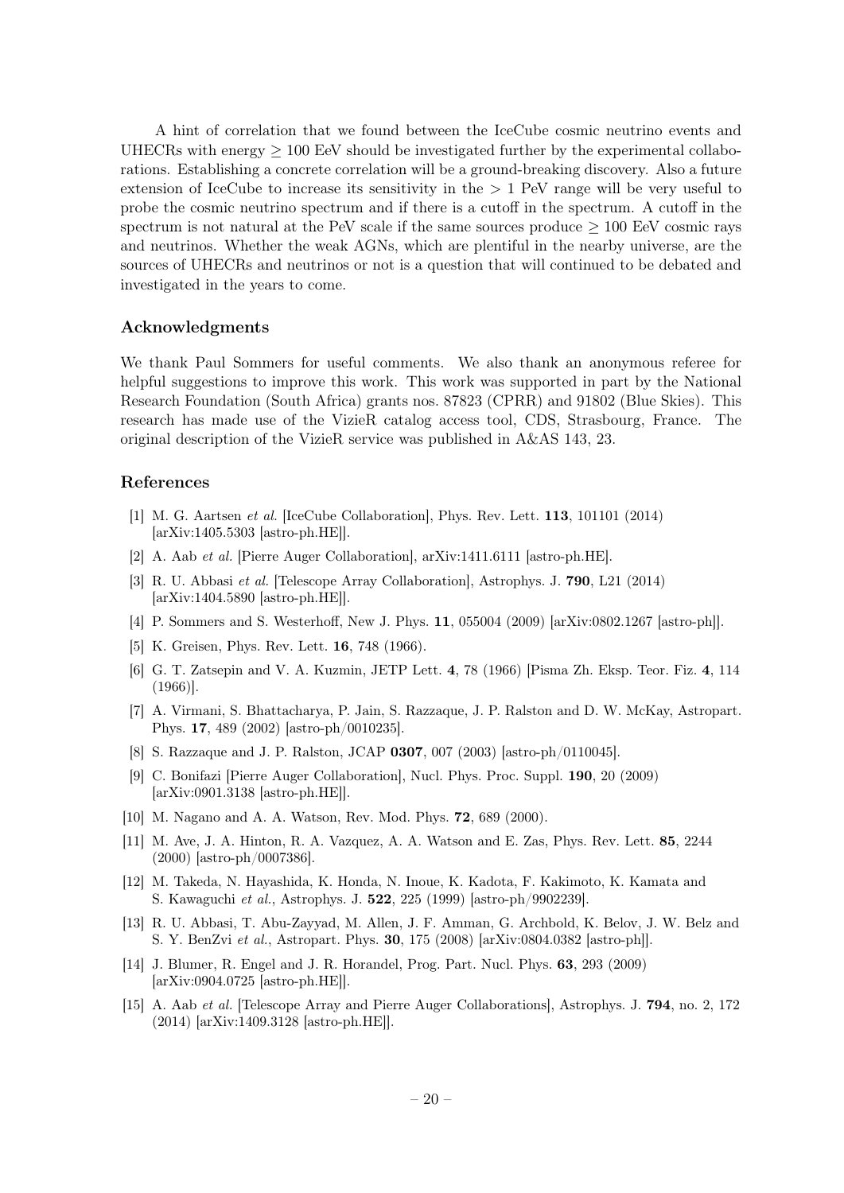A hint of correlation that we found between the IceCube cosmic neutrino events and UHECRs with energy $\geq 100$ EeV should be investigated further by the experimental collaborations. Establishing a concrete correlation will be a ground-breaking discovery. Also a future extension of IceCube to increase its sensitivity in the $> 1$ PeV range will be very useful to probe the cosmic neutrino spectrum and if there is a cutoff in the spectrum. A cutoff in the spectrum is not natural at the PeV scale if the same sources produce $\geq 100$ EeV cosmic rays and neutrinos. Whether the weak AGNs, which are plentiful in the nearby universe, are the sources of UHECRs and neutrinos or not is a question that will continued to be debated and investigated in the years to come.

## Acknowledgments

We thank Paul Sommers for useful comments. We also thank an anonymous referee for helpful suggestions to improve this work. This work was supported in part by the National Research Foundation (South Africa) grants nos. 87823 (CPRR) and 91802 (Blue Skies). This research has made use of the VizieR catalog access tool, CDS, Strasbourg, France. The original description of the VizieR service was published in A&AS 143, 23.

## References

[1] M. G. Aartsen *et al.* [IceCube Collaboration], Phys. Rev. Lett. **113**, 101101 (2014) [arXiv:1405.5303 [astro-ph.HE]].

[2] A. Aab *et al.* [Pierre Auger Collaboration], arXiv:1411.6111 [astro-ph.HE].

[3] R. U. Abbasi *et al.* [Telescope Array Collaboration], Astrophys. J. **790**, L21 (2014) [arXiv:1404.5890 [astro-ph.HE]].

[4] P. Sommers and S. Westerhoff, New J. Phys. **11**, 055004 (2009) [arXiv:0802.1267 [astro-ph]].

[5] K. Greisen, Phys. Rev. Lett. **16**, 748 (1966).

[6] G. T. Zatsepin and V. A. Kuzmin, JETP Lett. **4**, 78 (1966) [Pisma Zh. Eksp. Teor. Fiz. **4**, 114 (1966)].

[7] A. Virmani, S. Bhattacharya, P. Jain, S. Razzaque, J. P. Ralston and D. W. McKay, Astropart. Phys. **17**, 489 (2002) [astro-ph/0010235].

[8] S. Razzaque and J. P. Ralston, JCAP **0307**, 007 (2003) [astro-ph/0110045].

[9] C. Bonifazi [Pierre Auger Collaboration], Nucl. Phys. Proc. Suppl. **190**, 20 (2009) [arXiv:0901.3138 [astro-ph.HE]].

[10] M. Nagano and A. A. Watson, Rev. Mod. Phys. **72**, 689 (2000).

[11] M. Ave, J. A. Hinton, R. A. Vazquez, A. A. Watson and E. Zas, Phys. Rev. Lett. **85**, 2244 (2000) [astro-ph/0007386].

[12] M. Takeda, N. Hayashida, K. Honda, N. Inoue, K. Kadota, F. Kakimoto, K. Kamata and S. Kawaguchi *et al.*, Astrophys. J. **522**, 225 (1999) [astro-ph/9902239].

[13] R. U. Abbasi, T. Abu-Zayyad, M. Allen, J. F. Amman, G. Archbold, K. Belov, J. W. Belz and S. Y. BenZvi *et al.*, Astropart. Phys. **30**, 175 (2008) [arXiv:0804.0382 [astro-ph]].

[14] J. Blumer, R. Engel and J. R. Horandel, Prog. Part. Nucl. Phys. **63**, 293 (2009) [arXiv:0904.0725 [astro-ph.HE]].

[15] A. Aab *et al.* [Telescope Array and Pierre Auger Collaborations], Astrophys. J. **794**, no. 2, 172 (2014) [arXiv:1409.3128 [astro-ph.HE]].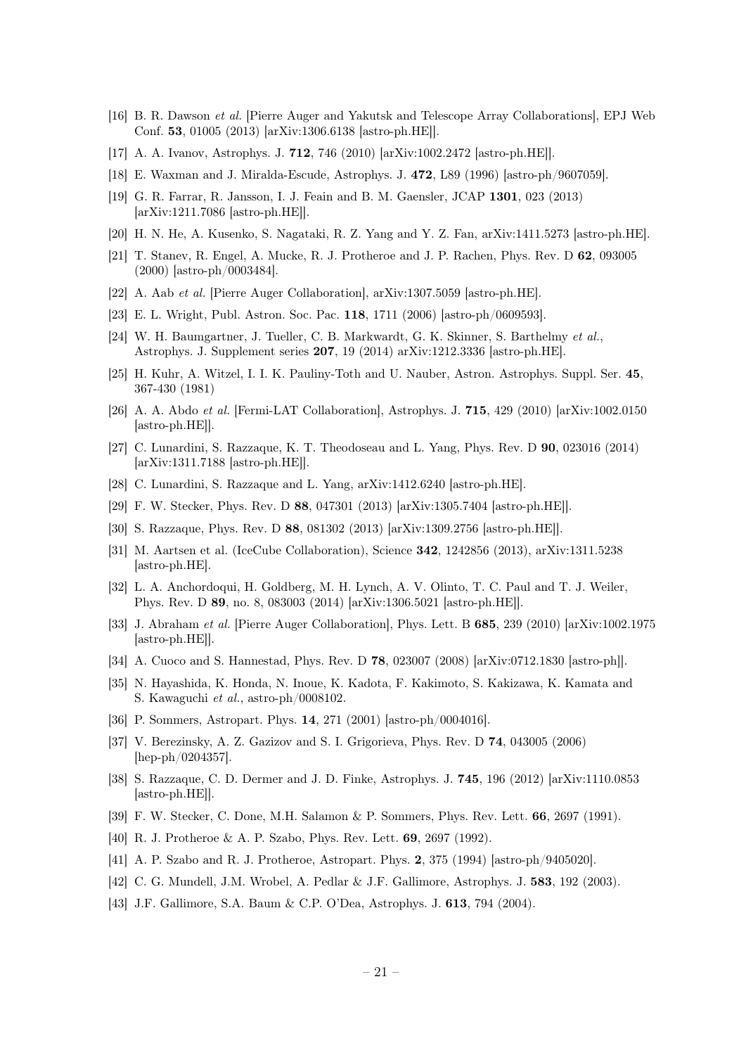[16] B. R. Dawson *et al.* [Pierre Auger and Yakutsk and Telescope Array Collaborations], EPJ Web Conf. **53**, 01005 (2013) [arXiv:1306.6138 [astro-ph.HE]].

[17] A. A. Ivanov, Astrophys. J. **712**, 746 (2010) [arXiv:1002.2472 [astro-ph.HE]].

[18] E. Waxman and J. Miralda-Escude, Astrophys. J. **472**, L89 (1996) [astro-ph/9607059].

[19] G. R. Farrar, R. Jansson, I. J. Feain and B. M. Gaensler, JCAP **1301**, 023 (2013) [arXiv:1211.7086 [astro-ph.HE]].

[20] H. N. He, A. Kusenko, S. Nagataki, R. Z. Yang and Y. Z. Fan, arXiv:1411.5273 [astro-ph.HE].

[21] T. Stanev, R. Engel, A. Mucke, R. J. Protheroe and J. P. Rachen, Phys. Rev. D **62**, 093005 (2000) [astro-ph/0003484].

[22] A. Aab *et al.* [Pierre Auger Collaboration], arXiv:1307.5059 [astro-ph.HE].

[23] E. L. Wright, Publ. Astron. Soc. Pac. **118**, 1711 (2006) [astro-ph/0609593].

[24] W. H. Baumgartner, J. Tueller, C. B. Markwardt, G. K. Skinner, S. Barthelmy *et al.*, Astrophys. J. Supplement series **207**, 19 (2014) arXiv:1212.3336 [astro-ph.HE].

[25] H. Kuhr, A. Witzel, I. I. K. Pauliny-Toth and U. Nauber, Astron. Astrophys. Suppl. Ser. **45**, 367-430 (1981)

[26] A. A. Abdo *et al.* [Fermi-LAT Collaboration], Astrophys. J. **715**, 429 (2010) [arXiv:1002.0150 [astro-ph.HE]].

[27] C. Lunardini, S. Razzaque, K. T. Theodoseau and L. Yang, Phys. Rev. D **90**, 023016 (2014) [arXiv:1311.7188 [astro-ph.HE]].

[28] C. Lunardini, S. Razzaque and L. Yang, arXiv:1412.6240 [astro-ph.HE].

[29] F. W. Stecker, Phys. Rev. D **88**, 047301 (2013) [arXiv:1305.7404 [astro-ph.HE]].

[30] S. Razzaque, Phys. Rev. D **88**, 081302 (2013) [arXiv:1309.2756 [astro-ph.HE]].

[31] M. Aartsen et al. (IceCube Collaboration), Science **342**, 1242856 (2013), arXiv:1311.5238 [astro-ph.HE].

[32] L. A. Anchordoqui, H. Goldberg, M. H. Lynch, A. V. Olinto, T. C. Paul and T. J. Weiler, Phys. Rev. D **89**, no. 8, 083003 (2014) [arXiv:1306.5021 [astro-ph.HE]].

[33] J. Abraham *et al.* [Pierre Auger Collaboration], Phys. Lett. B **685**, 239 (2010) [arXiv:1002.1975 [astro-ph.HE]].

[34] A. Cuoco and S. Hannestad, Phys. Rev. D **78**, 023007 (2008) [arXiv:0712.1830 [astro-ph]].

[35] N. Hayashida, K. Honda, N. Inoue, K. Kadota, F. Kakimoto, S. Kakizawa, K. Kamata and S. Kawaguchi *et al.*, astro-ph/0008102.

[36] P. Sommers, Astropart. Phys. **14**, 271 (2001) [astro-ph/0004016].

[37] V. Berezinsky, A. Z. Gazizov and S. I. Grigorieva, Phys. Rev. D **74**, 043005 (2006) [hep-ph/0204357].

[38] S. Razzaque, C. D. Dermer and J. D. Finke, Astrophys. J. **745**, 196 (2012) [arXiv:1110.0853 [astro-ph.HE]].

[39] F. W. Stecker, C. Done, M.H. Salamon & P. Sommers, Phys. Rev. Lett. **66**, 2697 (1991).

[40] R. J. Protheroe & A. P. Szabo, Phys. Rev. Lett. **69**, 2697 (1992).

[41] A. P. Szabo and R. J. Protheroe, Astropart. Phys. **2**, 375 (1994) [astro-ph/9405020].

[42] C. G. Mundell, J.M. Wrobel, A. Pedlar & J.F. Gallimore, Astrophys. J. **583**, 192 (2003).

[43] J.F. Gallimore, S.A. Baum & C.P. O'Dea, Astrophys. J. **613**, 794 (2004).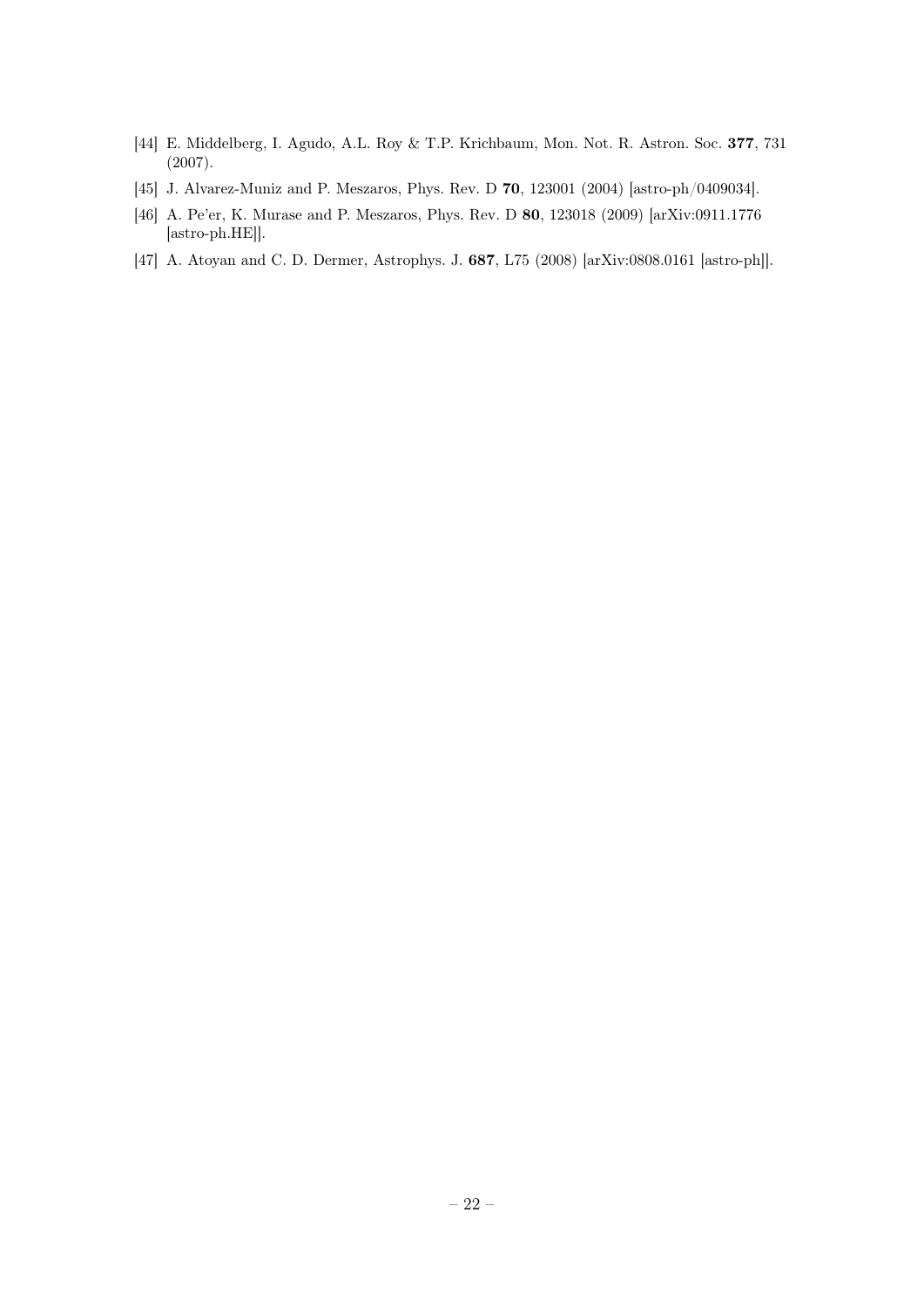[44] E. Middelberg, I. Agudo, A.L. Roy & T.P. Krichbaum, Mon. Not. R. Astron. Soc. **377**, 731 (2007).

[45] J. Alvarez-Muniz and P. Meszaros, Phys. Rev. D **70**, 123001 (2004) [astro-ph/0409034].

[46] A. Pe'er, K. Murase and P. Meszaros, Phys. Rev. D **80**, 123018 (2009) [arXiv:0911.1776 [astro-ph.HE]].

[47] A. Atoyan and C. D. Dermer, Astrophys. J. **687**, L75 (2008) [arXiv:0808.0161 [astro-ph]].